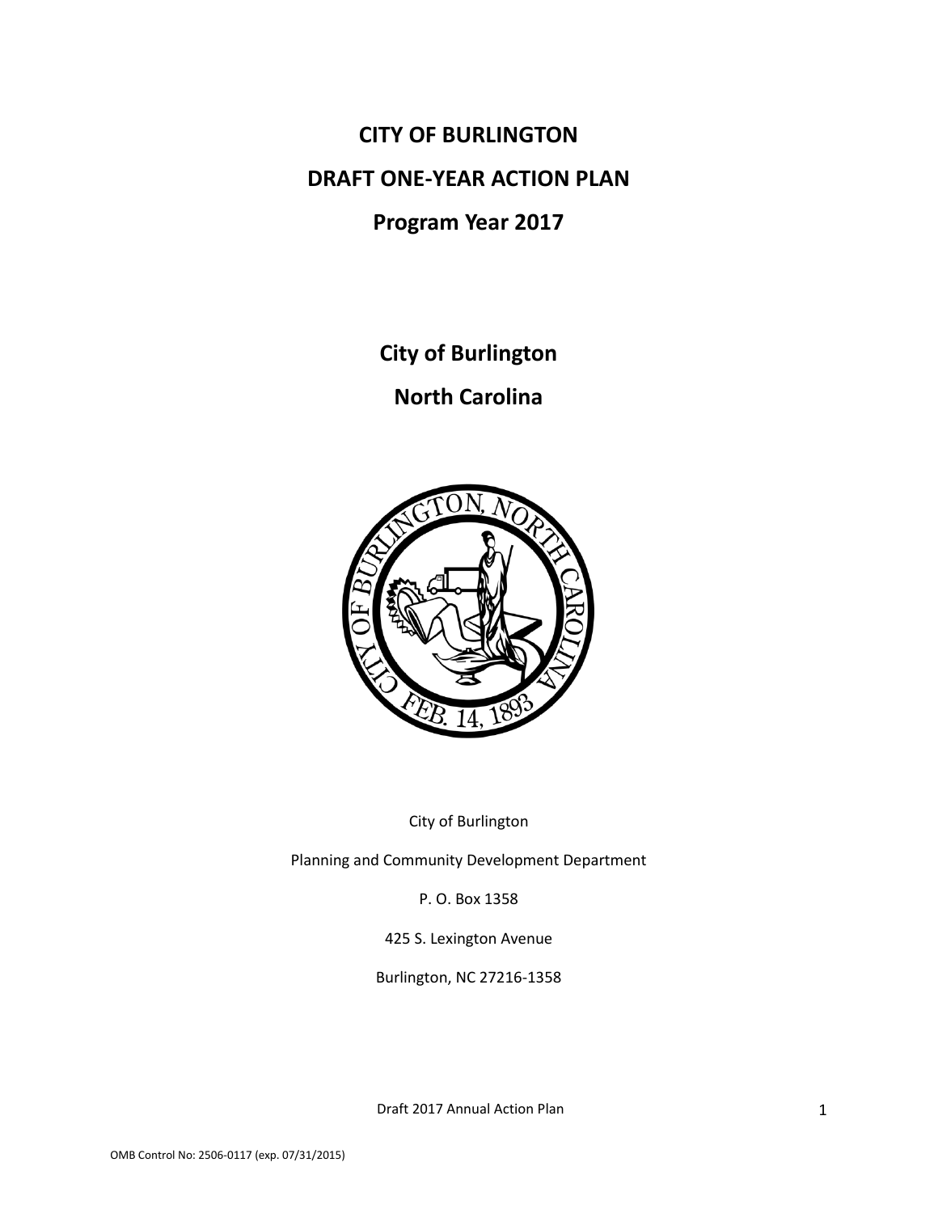# CITY OF BURLINGTON

# DRAFT ONE-YEAR ACTION PLAN

## Program Year 2017

## City of Burlington

## North Carolina

City of Burlington

Planning and Community Development Department

P. O. Box 1358

425 S. Lexington Avenue

Burlington, NC 27216-1358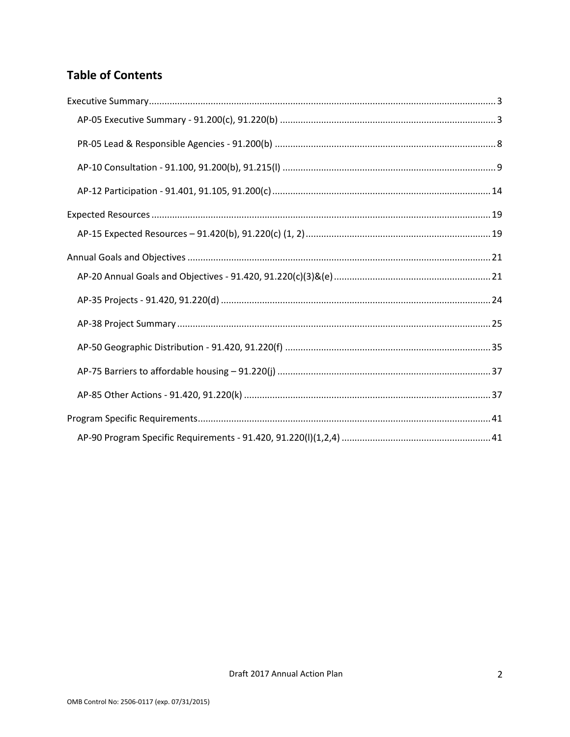## Table of Contents

Executive Summary ..... 3

- AP-05 Executive Summary - 91.200(c), 91.220(b) ..... 3
- PR-05 Lead & Responsible Agencies - 91.200(b) ..... 8
- AP-10 Consultation - 91.100, 91.200(b), 91.215(l) ..... 9
- AP-12 Participation - 91.401, 91.105, 91.200(c) ..... 14

Expected Resources ..... 19

- AP-15 Expected Resources – 91.420(b), 91.220(c) (1, 2) ..... 19

Annual Goals and Objectives ..... 21

- AP-20 Annual Goals and Objectives - 91.420, 91.220(c)(3)&(e) ..... 21
- AP-35 Projects - 91.420, 91.220(d) ..... 24
- AP-38 Project Summary ..... 25
- AP-50 Geographic Distribution - 91.420, 91.220(f) ..... 35
- AP-75 Barriers to affordable housing – 91.220(j) ..... 37
- AP-85 Other Actions - 91.420, 91.220(k) ..... 37

Program Specific Requirements ..... 41

- AP-90 Program Specific Requirements - 91.420, 91.220(l)(1,2,4) ..... 41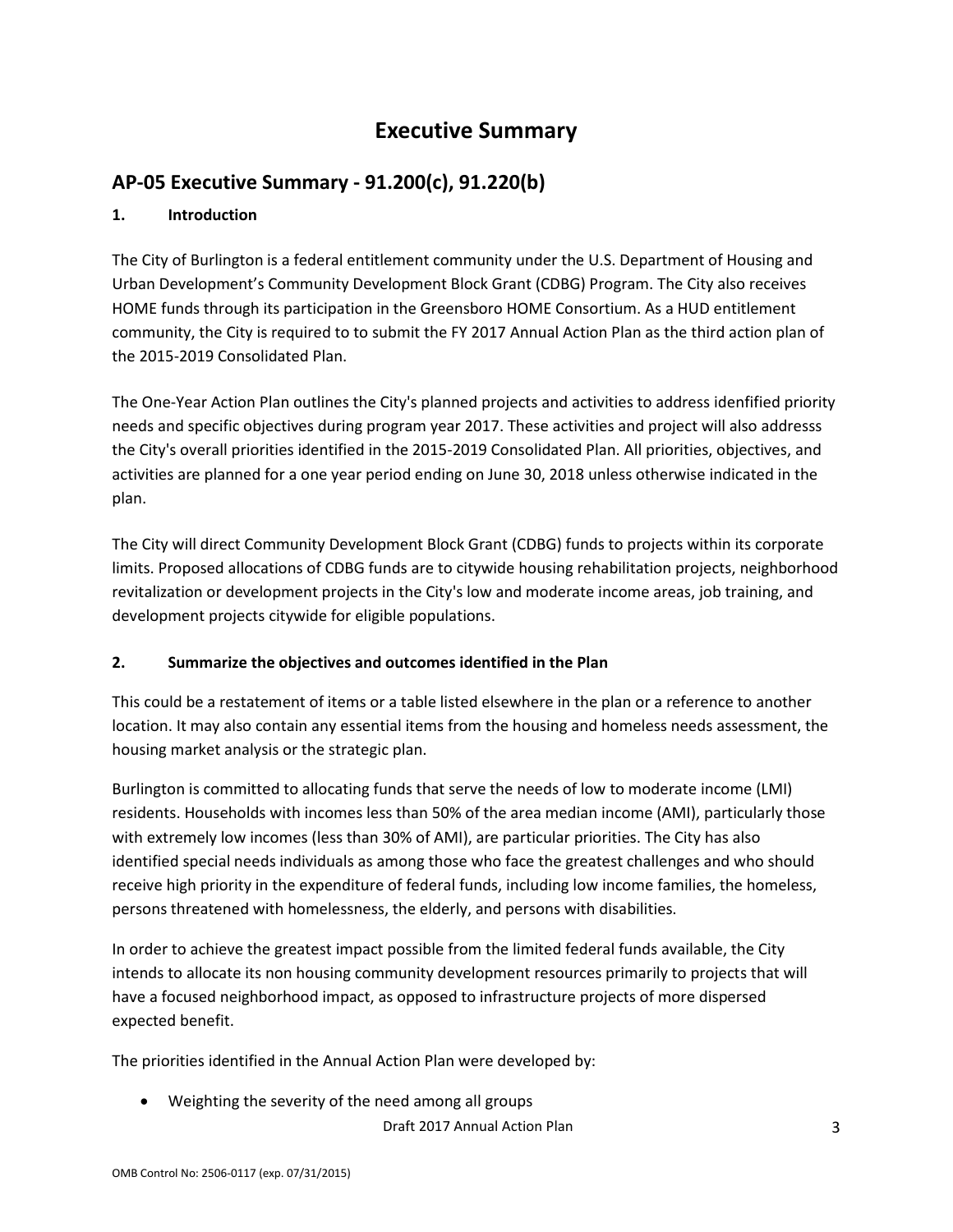# Executive Summary

## AP-05 Executive Summary - 91.200(c), 91.220(b)

### 1. Introduction

The City of Burlington is a federal entitlement community under the U.S. Department of Housing and Urban Development's Community Development Block Grant (CDBG) Program. The City also receives HOME funds through its participation in the Greensboro HOME Consortium. As a HUD entitlement community, the City is required to to submit the FY 2017 Annual Action Plan as the third action plan of the 2015-2019 Consolidated Plan.

The One-Year Action Plan outlines the City's planned projects and activities to address idenfified priority needs and specific objectives during program year 2017. These activities and project will also addresss the City's overall priorities identified in the 2015-2019 Consolidated Plan. All priorities, objectives, and activities are planned for a one year period ending on June 30, 2018 unless otherwise indicated in the plan.

The City will direct Community Development Block Grant (CDBG) funds to projects within its corporate limits. Proposed allocations of CDBG funds are to citywide housing rehabilitation projects, neighborhood revitalization or development projects in the City's low and moderate income areas, job training, and development projects citywide for eligible populations.

### 2. Summarize the objectives and outcomes identified in the Plan

This could be a restatement of items or a table listed elsewhere in the plan or a reference to another location. It may also contain any essential items from the housing and homeless needs assessment, the housing market analysis or the strategic plan.

Burlington is committed to allocating funds that serve the needs of low to moderate income (LMI) residents. Households with incomes less than 50% of the area median income (AMI), particularly those with extremely low incomes (less than 30% of AMI), are particular priorities. The City has also identified special needs individuals as among those who face the greatest challenges and who should receive high priority in the expenditure of federal funds, including low income families, the homeless, persons threatened with homelessness, the elderly, and persons with disabilities.

In order to achieve the greatest impact possible from the limited federal funds available, the City intends to allocate its non housing community development resources primarily to projects that will have a focused neighborhood impact, as opposed to infrastructure projects of more dispersed expected benefit.

The priorities identified in the Annual Action Plan were developed by:

- Weighting the severity of the need among all groups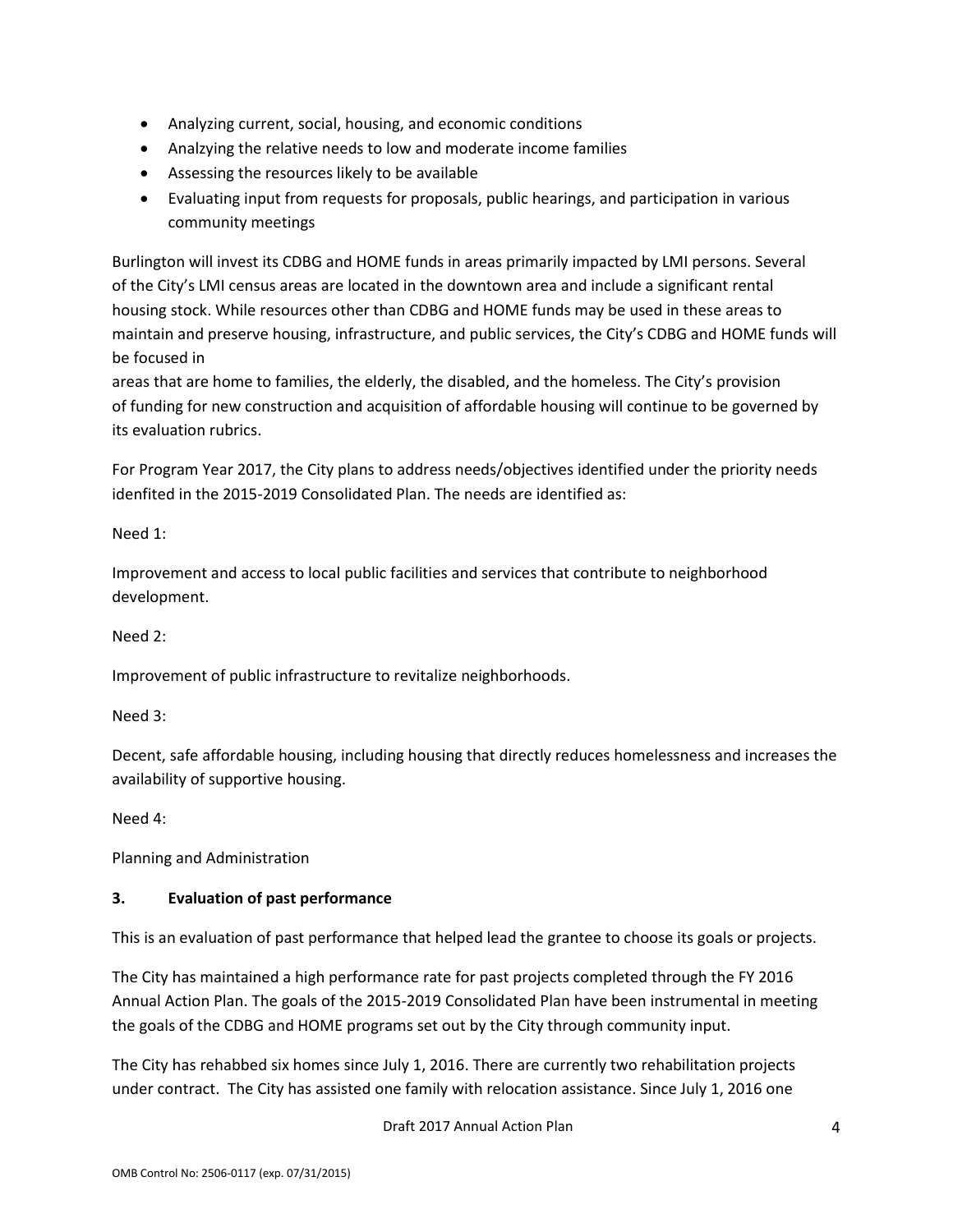- Analyzing current, social, housing, and economic conditions
- Analzying the relative needs to low and moderate income families
- Assessing the resources likely to be available
- Evaluating input from requests for proposals, public hearings, and participation in various community meetings

Burlington will invest its CDBG and HOME funds in areas primarily impacted by LMI persons. Several of the City's LMI census areas are located in the downtown area and include a significant rental housing stock. While resources other than CDBG and HOME funds may be used in these areas to maintain and preserve housing, infrastructure, and public services, the City's CDBG and HOME funds will be focused in
areas that are home to families, the elderly, the disabled, and the homeless. The City's provision of funding for new construction and acquisition of affordable housing will continue to be governed by its evaluation rubrics.

For Program Year 2017, the City plans to address needs/objectives identified under the priority needs idenfited in the 2015-2019 Consolidated Plan. The needs are identified as:

Need 1:

Improvement and access to local public facilities and services that contribute to neighborhood development.

Need 2:

Improvement of public infrastructure to revitalize neighborhoods.

Need 3:

Decent, safe affordable housing, including housing that directly reduces homelessness and increases the availability of supportive housing.

Need 4:

Planning and Administration

**3. Evaluation of past performance**

This is an evaluation of past performance that helped lead the grantee to choose its goals or projects.

The City has maintained a high performance rate for past projects completed through the FY 2016 Annual Action Plan. The goals of the 2015-2019 Consolidated Plan have been instrumental in meeting the goals of the CDBG and HOME programs set out by the City through community input.

The City has rehabbed six homes since July 1, 2016. There are currently two rehabilitation projects under contract. The City has assisted one family with relocation assistance. Since July 1, 2016 one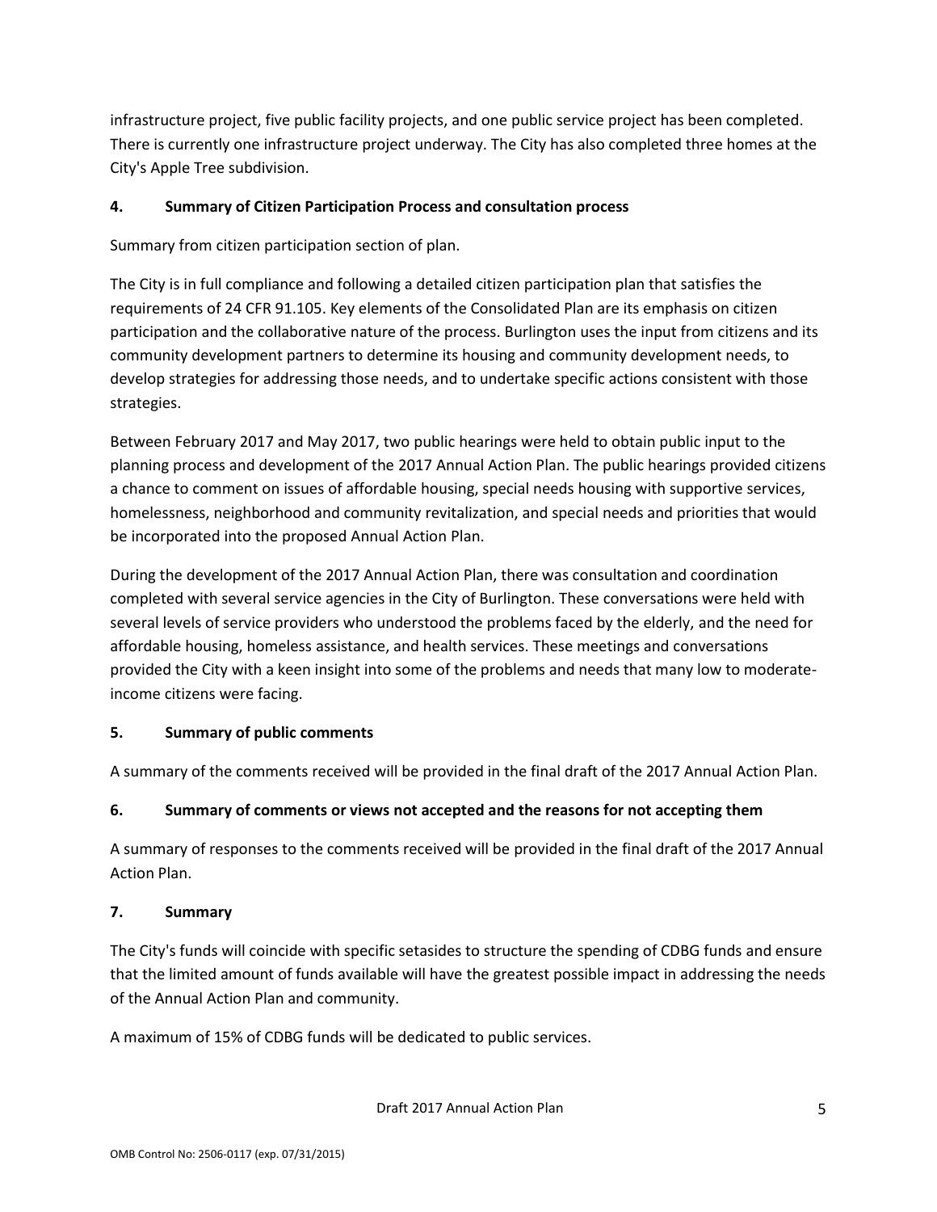infrastructure project, five public facility projects, and one public service project has been completed. There is currently one infrastructure project underway. The City has also completed three homes at the City's Apple Tree subdivision.

**4. Summary of Citizen Participation Process and consultation process**

Summary from citizen participation section of plan.

The City is in full compliance and following a detailed citizen participation plan that satisfies the requirements of 24 CFR 91.105. Key elements of the Consolidated Plan are its emphasis on citizen participation and the collaborative nature of the process. Burlington uses the input from citizens and its community development partners to determine its housing and community development needs, to develop strategies for addressing those needs, and to undertake specific actions consistent with those strategies.

Between February 2017 and May 2017, two public hearings were held to obtain public input to the planning process and development of the 2017 Annual Action Plan. The public hearings provided citizens a chance to comment on issues of affordable housing, special needs housing with supportive services, homelessness, neighborhood and community revitalization, and special needs and priorities that would be incorporated into the proposed Annual Action Plan.

During the development of the 2017 Annual Action Plan, there was consultation and coordination completed with several service agencies in the City of Burlington. These conversations were held with several levels of service providers who understood the problems faced by the elderly, and the need for affordable housing, homeless assistance, and health services. These meetings and conversations provided the City with a keen insight into some of the problems and needs that many low to moderate-income citizens were facing.

**5. Summary of public comments**

A summary of the comments received will be provided in the final draft of the 2017 Annual Action Plan.

**6. Summary of comments or views not accepted and the reasons for not accepting them**

A summary of responses to the comments received will be provided in the final draft of the 2017 Annual Action Plan.

**7. Summary**

The City's funds will coincide with specific setasides to structure the spending of CDBG funds and ensure that the limited amount of funds available will have the greatest possible impact in addressing the needs of the Annual Action Plan and community.

A maximum of 15% of CDBG funds will be dedicated to public services.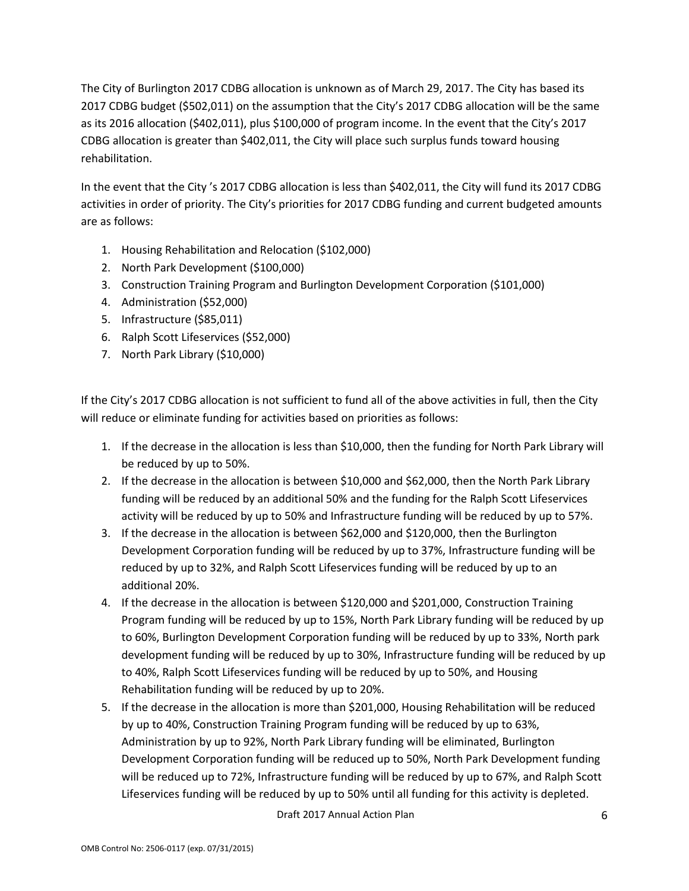The City of Burlington 2017 CDBG allocation is unknown as of March 29, 2017. The City has based its 2017 CDBG budget ($502,011) on the assumption that the City's 2017 CDBG allocation will be the same as its 2016 allocation ($402,011), plus $100,000 of program income. In the event that the City's 2017 CDBG allocation is greater than $402,011, the City will place such surplus funds toward housing rehabilitation.

In the event that the City 's 2017 CDBG allocation is less than $402,011, the City will fund its 2017 CDBG activities in order of priority. The City's priorities for 2017 CDBG funding and current budgeted amounts are as follows:

1. Housing Rehabilitation and Relocation ($102,000)
2. North Park Development ($100,000)
3. Construction Training Program and Burlington Development Corporation ($101,000)
4. Administration ($52,000)
5. Infrastructure ($85,011)
6. Ralph Scott Lifeservices ($52,000)
7. North Park Library ($10,000)

If the City's 2017 CDBG allocation is not sufficient to fund all of the above activities in full, then the City will reduce or eliminate funding for activities based on priorities as follows:

1. If the decrease in the allocation is less than $10,000, then the funding for North Park Library will be reduced by up to 50%.
2. If the decrease in the allocation is between $10,000 and $62,000, then the North Park Library funding will be reduced by an additional 50% and the funding for the Ralph Scott Lifeservices activity will be reduced by up to 50% and Infrastructure funding will be reduced by up to 57%.
3. If the decrease in the allocation is between $62,000 and $120,000, then the Burlington Development Corporation funding will be reduced by up to 37%, Infrastructure funding will be reduced by up to 32%, and Ralph Scott Lifeservices funding will be reduced by up to an additional 20%.
4. If the decrease in the allocation is between $120,000 and $201,000, Construction Training Program funding will be reduced by up to 15%, North Park Library funding will be reduced by up to 60%, Burlington Development Corporation funding will be reduced by up to 33%, North park development funding will be reduced by up to 30%, Infrastructure funding will be reduced by up to 40%, Ralph Scott Lifeservices funding will be reduced by up to 50%, and Housing Rehabilitation funding will be reduced by up to 20%.
5. If the decrease in the allocation is more than $201,000, Housing Rehabilitation will be reduced by up to 40%, Construction Training Program funding will be reduced by up to 63%, Administration by up to 92%, North Park Library funding will be eliminated, Burlington Development Corporation funding will be reduced up to 50%, North Park Development funding will be reduced up to 72%, Infrastructure funding will be reduced by up to 67%, and Ralph Scott Lifeservices funding will be reduced by up to 50% until all funding for this activity is depleted.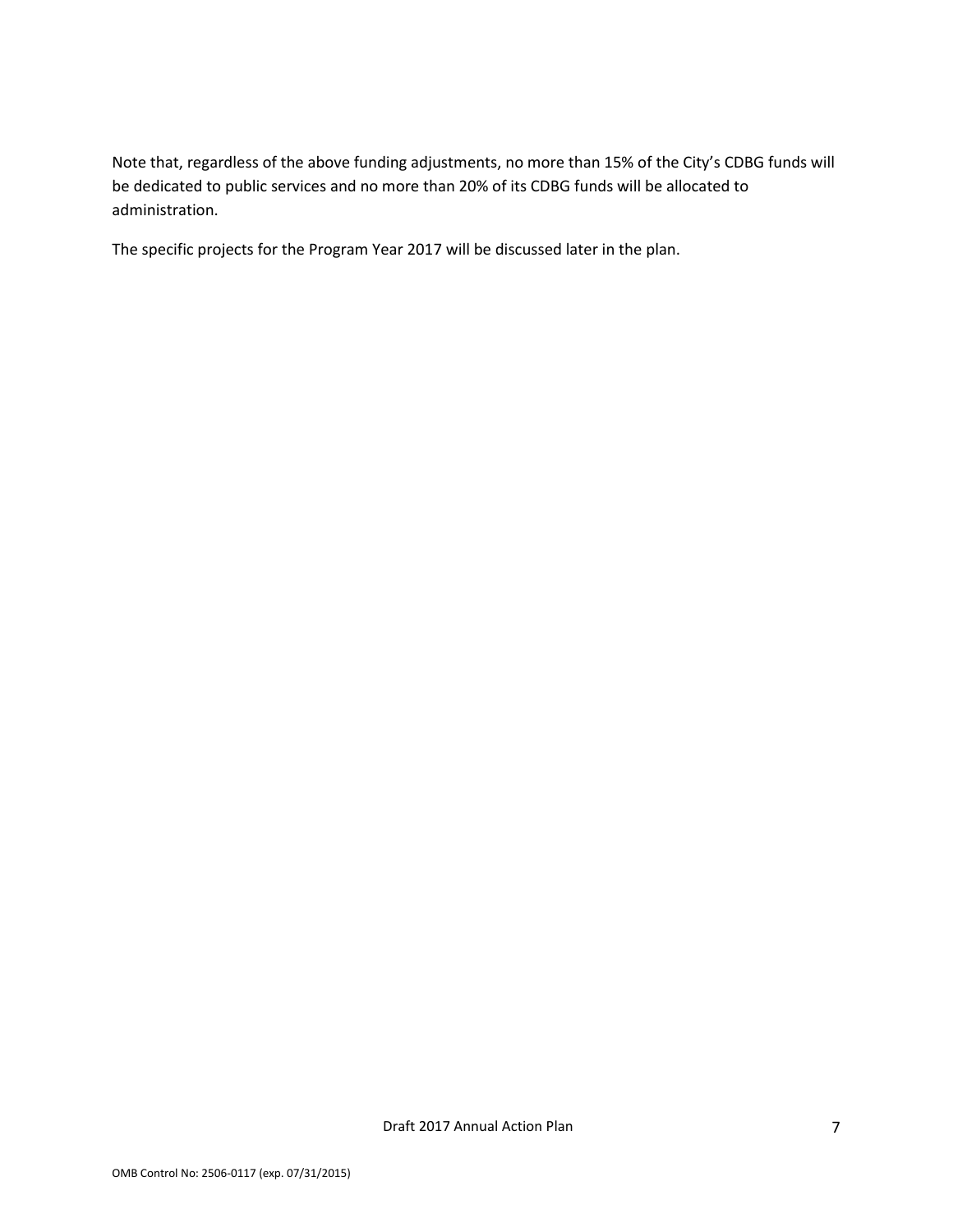Note that, regardless of the above funding adjustments, no more than 15% of the City's CDBG funds will be dedicated to public services and no more than 20% of its CDBG funds will be allocated to administration.

The specific projects for the Program Year 2017 will be discussed later in the plan.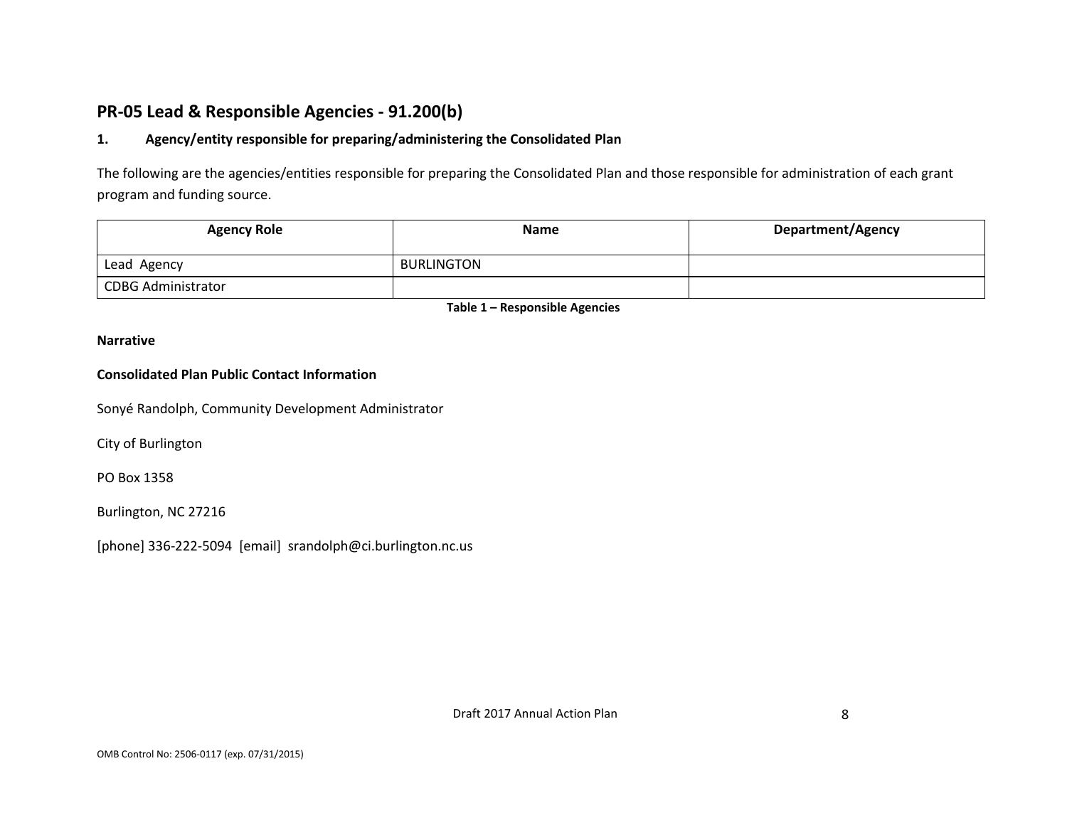## PR-05 Lead & Responsible Agencies - 91.200(b)

### 1. Agency/entity responsible for preparing/administering the Consolidated Plan

The following are the agencies/entities responsible for preparing the Consolidated Plan and those responsible for administration of each grant program and funding source.

| Agency Role | Name | Department/Agency |
| --- | --- | --- |
| Lead Agency | BURLINGTON | |
| CDBG Administrator | | |

**Table 1 – Responsible Agencies**

**Narrative**

**Consolidated Plan Public Contact Information**

Sonyé Randolph, Community Development Administrator

City of Burlington

PO Box 1358

Burlington, NC 27216

[phone] 336-222-5094 [email] srandolph@ci.burlington.nc.us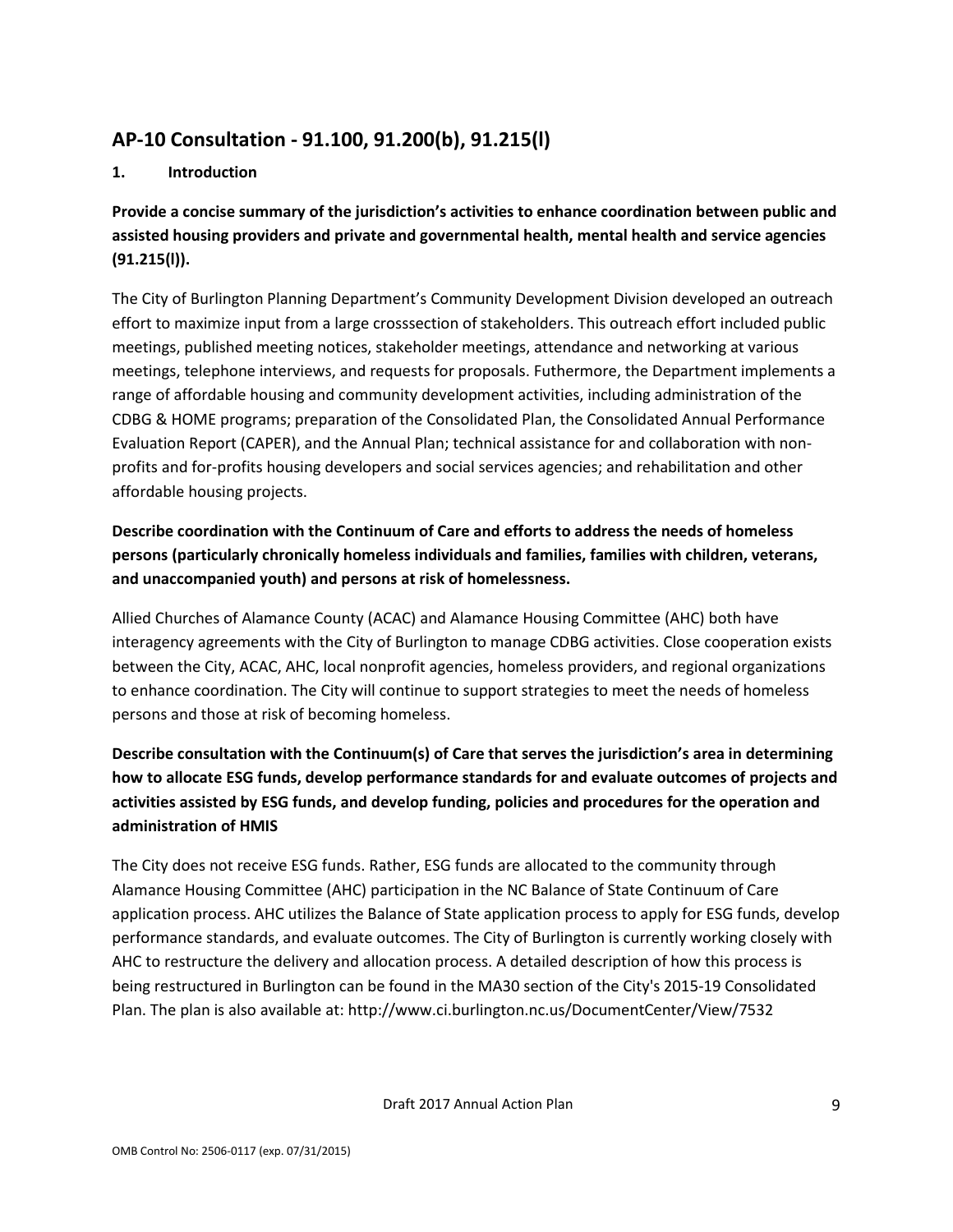## AP-10 Consultation - 91.100, 91.200(b), 91.215(l)

**1. Introduction**

**Provide a concise summary of the jurisdiction's activities to enhance coordination between public and assisted housing providers and private and governmental health, mental health and service agencies (91.215(l)).**

The City of Burlington Planning Department's Community Development Division developed an outreach effort to maximize input from a large crosssection of stakeholders. This outreach effort included public meetings, published meeting notices, stakeholder meetings, attendance and networking at various meetings, telephone interviews, and requests for proposals. Futhermore, the Department implements a range of affordable housing and community development activities, including administration of the CDBG & HOME programs; preparation of the Consolidated Plan, the Consolidated Annual Performance Evaluation Report (CAPER), and the Annual Plan; technical assistance for and collaboration with non-profits and for-profits housing developers and social services agencies; and rehabilitation and other affordable housing projects.

**Describe coordination with the Continuum of Care and efforts to address the needs of homeless persons (particularly chronically homeless individuals and families, families with children, veterans, and unaccompanied youth) and persons at risk of homelessness.**

Allied Churches of Alamance County (ACAC) and Alamance Housing Committee (AHC) both have interagency agreements with the City of Burlington to manage CDBG activities. Close cooperation exists between the City, ACAC, AHC, local nonprofit agencies, homeless providers, and regional organizations to enhance coordination. The City will continue to support strategies to meet the needs of homeless persons and those at risk of becoming homeless.

**Describe consultation with the Continuum(s) of Care that serves the jurisdiction's area in determining how to allocate ESG funds, develop performance standards for and evaluate outcomes of projects and activities assisted by ESG funds, and develop funding, policies and procedures for the operation and administration of HMIS**

The City does not receive ESG funds. Rather, ESG funds are allocated to the community through Alamance Housing Committee (AHC) participation in the NC Balance of State Continuum of Care application process. AHC utilizes the Balance of State application process to apply for ESG funds, develop performance standards, and evaluate outcomes. The City of Burlington is currently working closely with AHC to restructure the delivery and allocation process. A detailed description of how this process is being restructured in Burlington can be found in the MA30 section of the City's 2015-19 Consolidated Plan. The plan is also available at: http://www.ci.burlington.nc.us/DocumentCenter/View/7532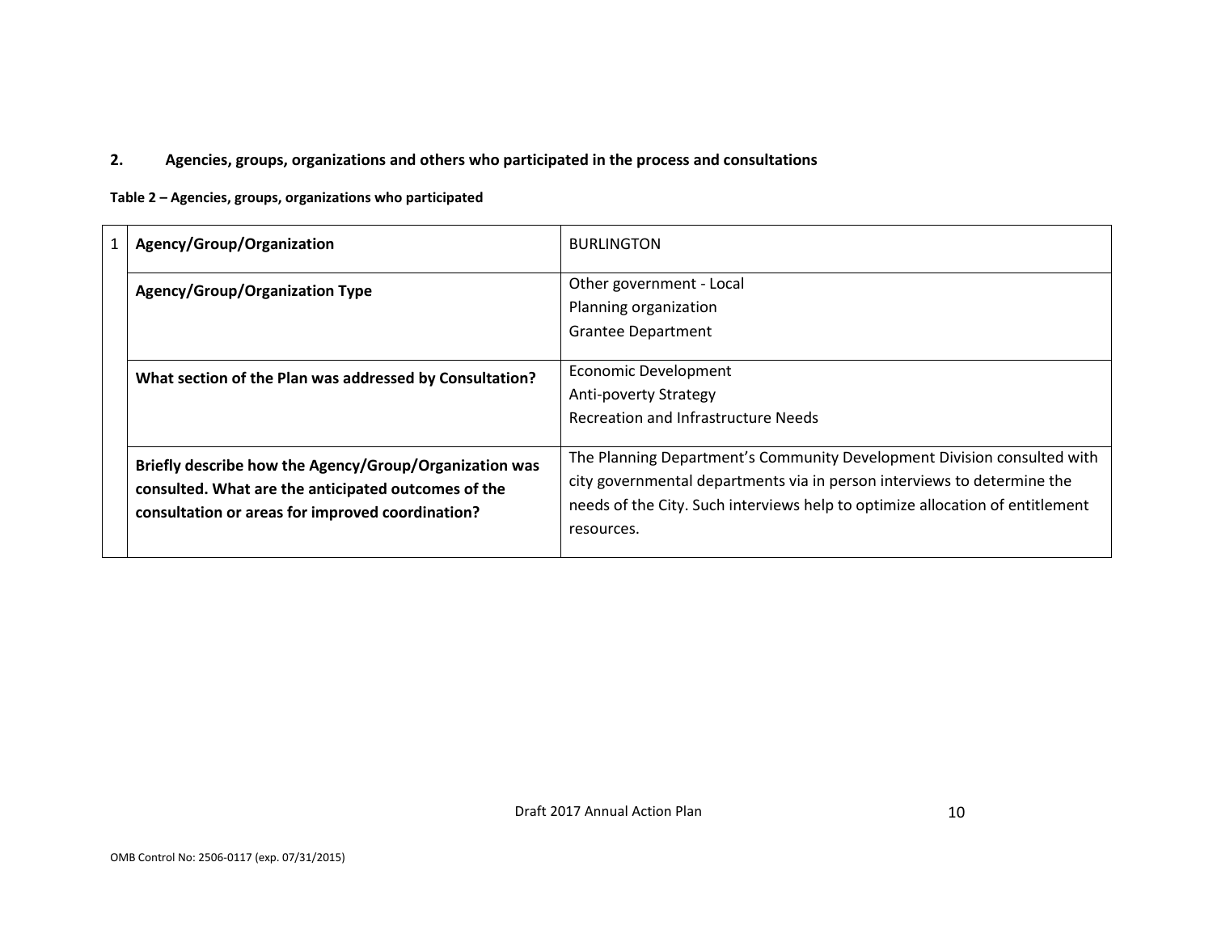## 2. Agencies, groups, organizations and others who participated in the process and consultations

**Table 2 – Agencies, groups, organizations who participated**

| 1 | **Agency/Group/Organization** | BURLINGTON |
|---|---|---|
| | **Agency/Group/Organization Type** | Other government - Local<br>Planning organization<br>Grantee Department |
| | **What section of the Plan was addressed by Consultation?** | Economic Development<br>Anti-poverty Strategy<br>Recreation and Infrastructure Needs |
| | **Briefly describe how the Agency/Group/Organization was consulted. What are the anticipated outcomes of the consultation or areas for improved coordination?** | The Planning Department's Community Development Division consulted with city governmental departments via in person interviews to determine the needs of the City. Such interviews help to optimize allocation of entitlement resources. |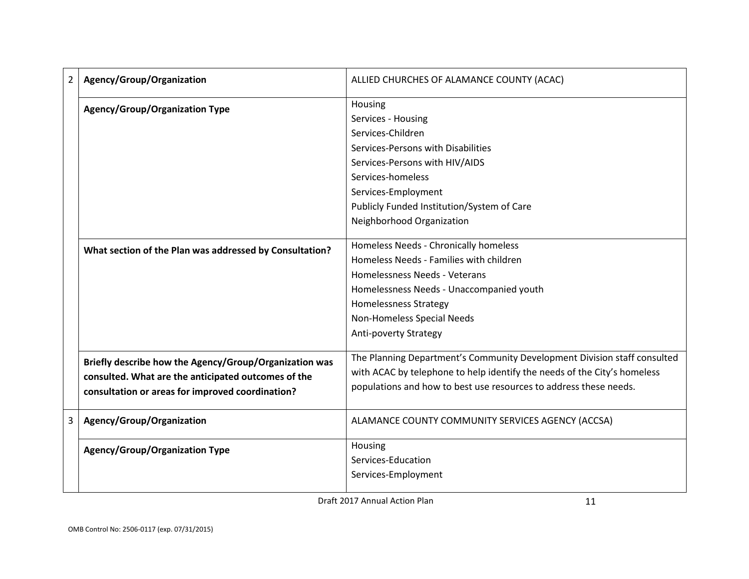| | | |
|---|---|---|
| 2 | **Agency/Group/Organization** | ALLIED CHURCHES OF ALAMANCE COUNTY (ACAC) |
| | **Agency/Group/Organization Type** | Housing<br>Services - Housing<br>Services-Children<br>Services-Persons with Disabilities<br>Services-Persons with HIV/AIDS<br>Services-homeless<br>Services-Employment<br>Publicly Funded Institution/System of Care<br>Neighborhood Organization |
| | **What section of the Plan was addressed by Consultation?** | Homeless Needs - Chronically homeless<br>Homeless Needs - Families with children<br>Homelessness Needs - Veterans<br>Homelessness Needs - Unaccompanied youth<br>Homelessness Strategy<br>Non-Homeless Special Needs<br>Anti-poverty Strategy |
| | **Briefly describe how the Agency/Group/Organization was consulted. What are the anticipated outcomes of the consultation or areas for improved coordination?** | The Planning Department's Community Development Division staff consulted with ACAC by telephone to help identify the needs of the City's homeless populations and how to best use resources to address these needs. |
| 3 | **Agency/Group/Organization** | ALAMANCE COUNTY COMMUNITY SERVICES AGENCY (ACCSA) |
| | **Agency/Group/Organization Type** | Housing<br>Services-Education<br>Services-Employment |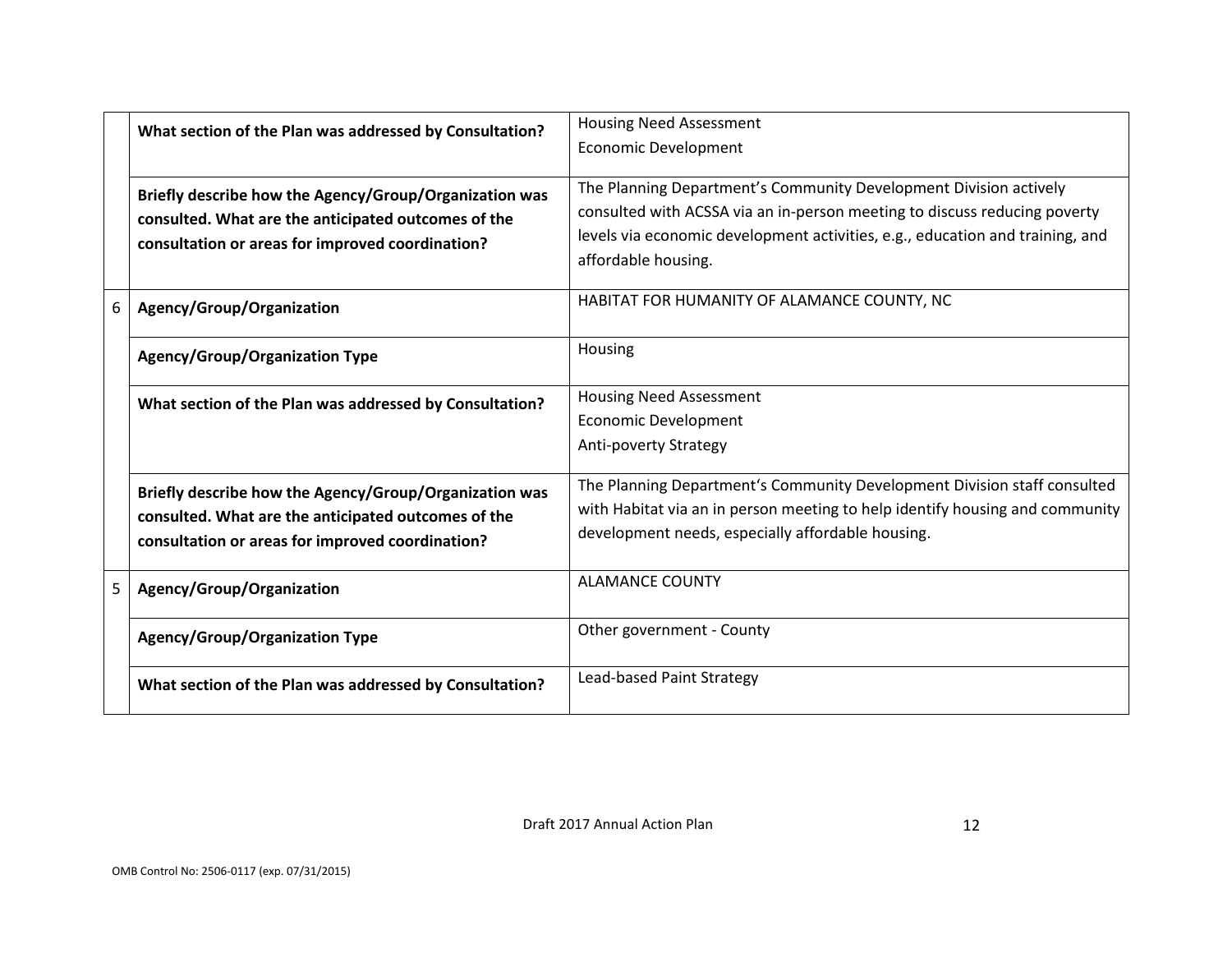| | | |
|---|---|---|
| | **What section of the Plan was addressed by Consultation?** | Housing Need Assessment<br>Economic Development |
| | **Briefly describe how the Agency/Group/Organization was consulted. What are the anticipated outcomes of the consultation or areas for improved coordination?** | The Planning Department's Community Development Division actively consulted with ACSSA via an in-person meeting to discuss reducing poverty levels via economic development activities, e.g., education and training, and affordable housing. |
| 6 | **Agency/Group/Organization** | HABITAT FOR HUMANITY OF ALAMANCE COUNTY, NC |
| | **Agency/Group/Organization Type** | Housing |
| | **What section of the Plan was addressed by Consultation?** | Housing Need Assessment<br>Economic Development<br>Anti-poverty Strategy |
| | **Briefly describe how the Agency/Group/Organization was consulted. What are the anticipated outcomes of the consultation or areas for improved coordination?** | The Planning Department's Community Development Division staff consulted with Habitat via an in person meeting to help identify housing and community development needs, especially affordable housing. |
| 5 | **Agency/Group/Organization** | ALAMANCE COUNTY |
| | **Agency/Group/Organization Type** | Other government - County |
| | **What section of the Plan was addressed by Consultation?** | Lead-based Paint Strategy |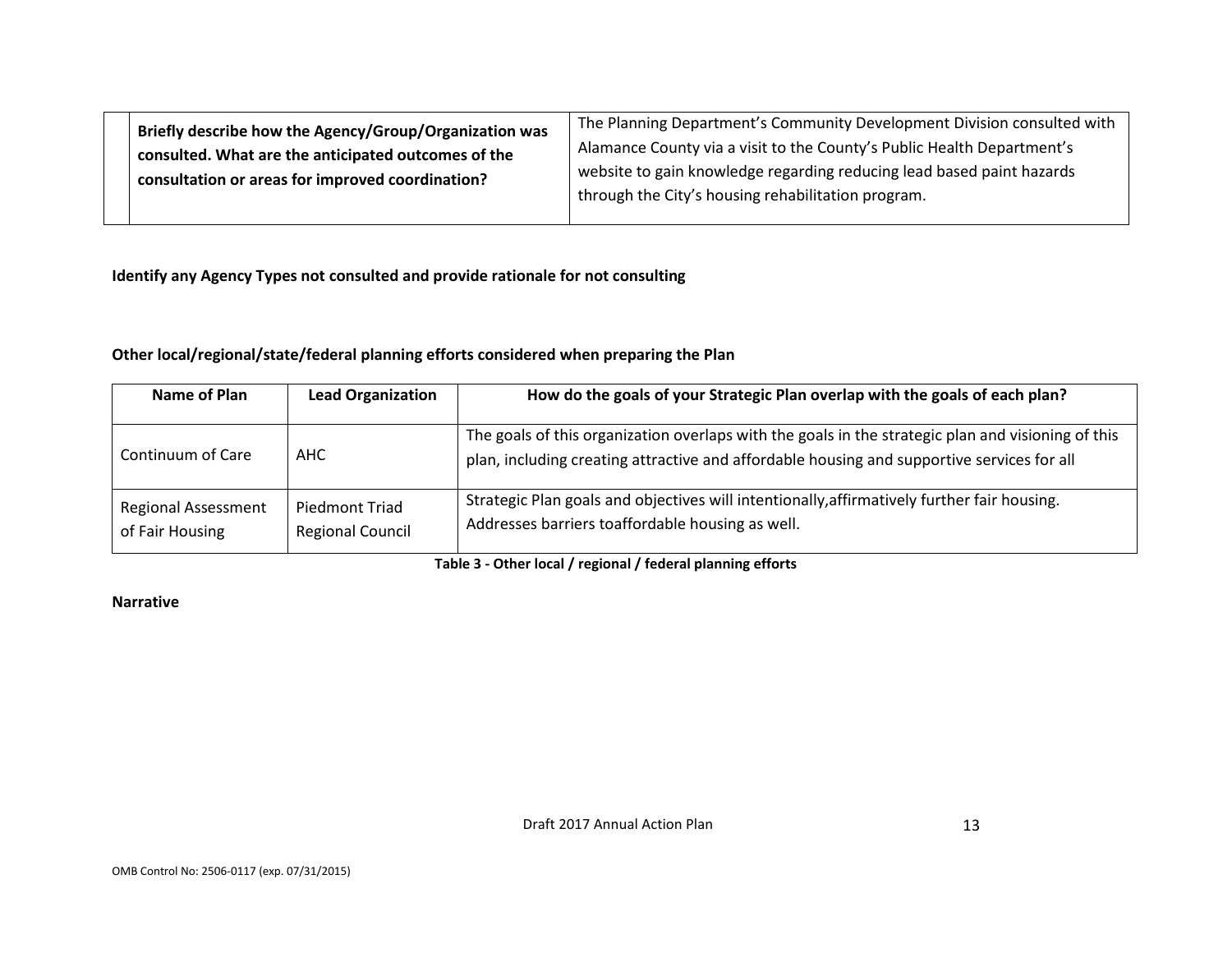| | Briefly describe how the Agency/Group/Organization was consulted. What are the anticipated outcomes of the consultation or areas for improved coordination? | The Planning Department's Community Development Division consulted with Alamance County via a visit to the County's Public Health Department's website to gain knowledge regarding reducing lead based paint hazards through the City's housing rehabilitation program. |
|---|---|---|

**Identify any Agency Types not consulted and provide rationale for not consulting**

**Other local/regional/state/federal planning efforts considered when preparing the Plan**

| Name of Plan | Lead Organization | How do the goals of your Strategic Plan overlap with the goals of each plan? |
|---|---|---|
| Continuum of Care | AHC | The goals of this organization overlaps with the goals in the strategic plan and visioning of this plan, including creating attractive and affordable housing and supportive services for all |
| Regional Assessment of Fair Housing | Piedmont Triad Regional Council | Strategic Plan goals and objectives will intentionally,affirmatively further fair housing. Addresses barriers toaffordable housing as well. |

**Table 3 - Other local / regional / federal planning efforts**

**Narrative**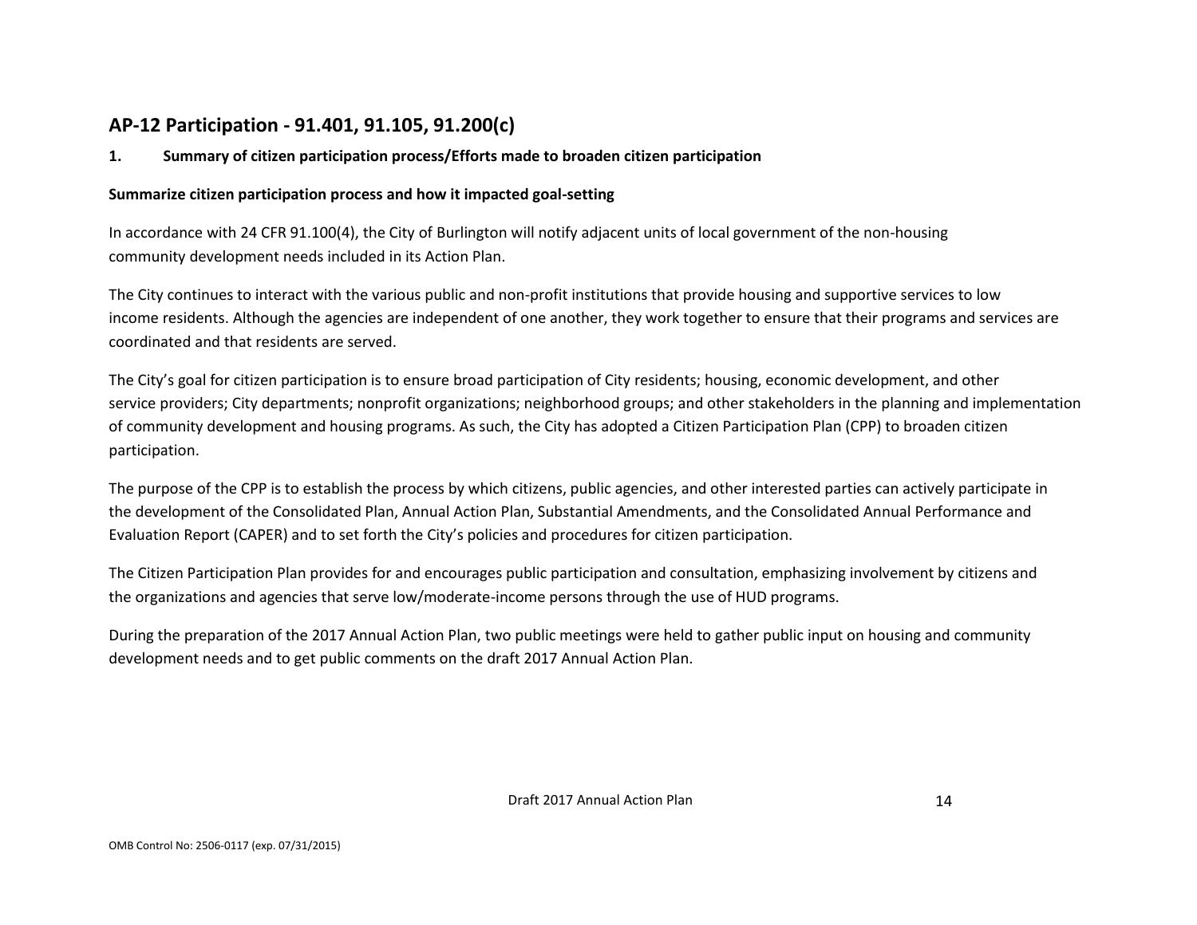## AP-12 Participation - 91.401, 91.105, 91.200(c)

**1. Summary of citizen participation process/Efforts made to broaden citizen participation**

**Summarize citizen participation process and how it impacted goal-setting**

In accordance with 24 CFR 91.100(4), the City of Burlington will notify adjacent units of local government of the non-housing community development needs included in its Action Plan.

The City continues to interact with the various public and non-profit institutions that provide housing and supportive services to low income residents. Although the agencies are independent of one another, they work together to ensure that their programs and services are coordinated and that residents are served.

The City's goal for citizen participation is to ensure broad participation of City residents; housing, economic development, and other service providers; City departments; nonprofit organizations; neighborhood groups; and other stakeholders in the planning and implementation of community development and housing programs. As such, the City has adopted a Citizen Participation Plan (CPP) to broaden citizen participation.

The purpose of the CPP is to establish the process by which citizens, public agencies, and other interested parties can actively participate in the development of the Consolidated Plan, Annual Action Plan, Substantial Amendments, and the Consolidated Annual Performance and Evaluation Report (CAPER) and to set forth the City's policies and procedures for citizen participation.

The Citizen Participation Plan provides for and encourages public participation and consultation, emphasizing involvement by citizens and the organizations and agencies that serve low/moderate-income persons through the use of HUD programs.

During the preparation of the 2017 Annual Action Plan, two public meetings were held to gather public input on housing and community development needs and to get public comments on the draft 2017 Annual Action Plan.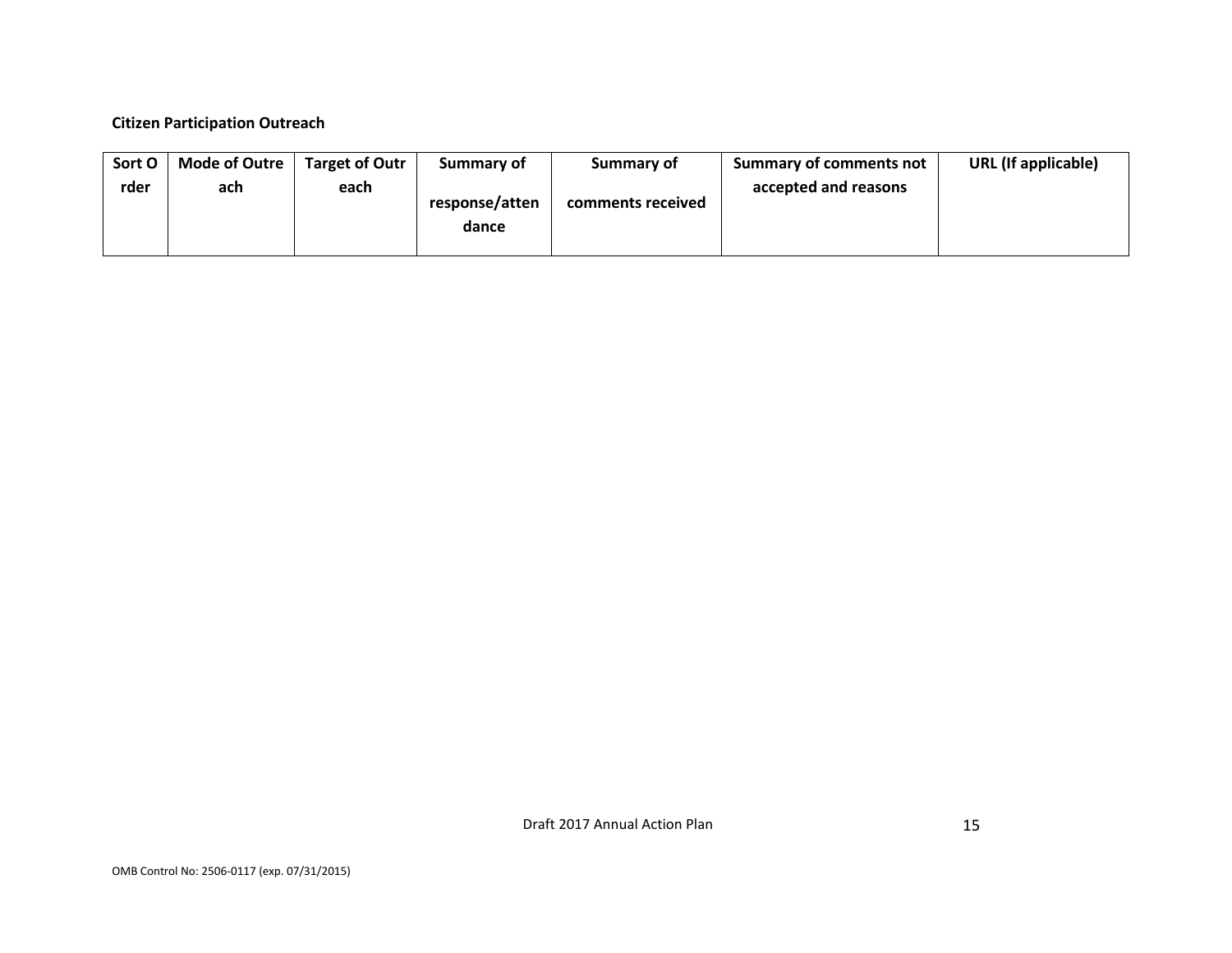**Citizen Participation Outreach**

| Sort Order | Mode of Outreach | Target of Outreach | Summary of response/attendance | Summary of comments received | Summary of comments not accepted and reasons | URL (If applicable) |
|---|---|---|---|---|---|---|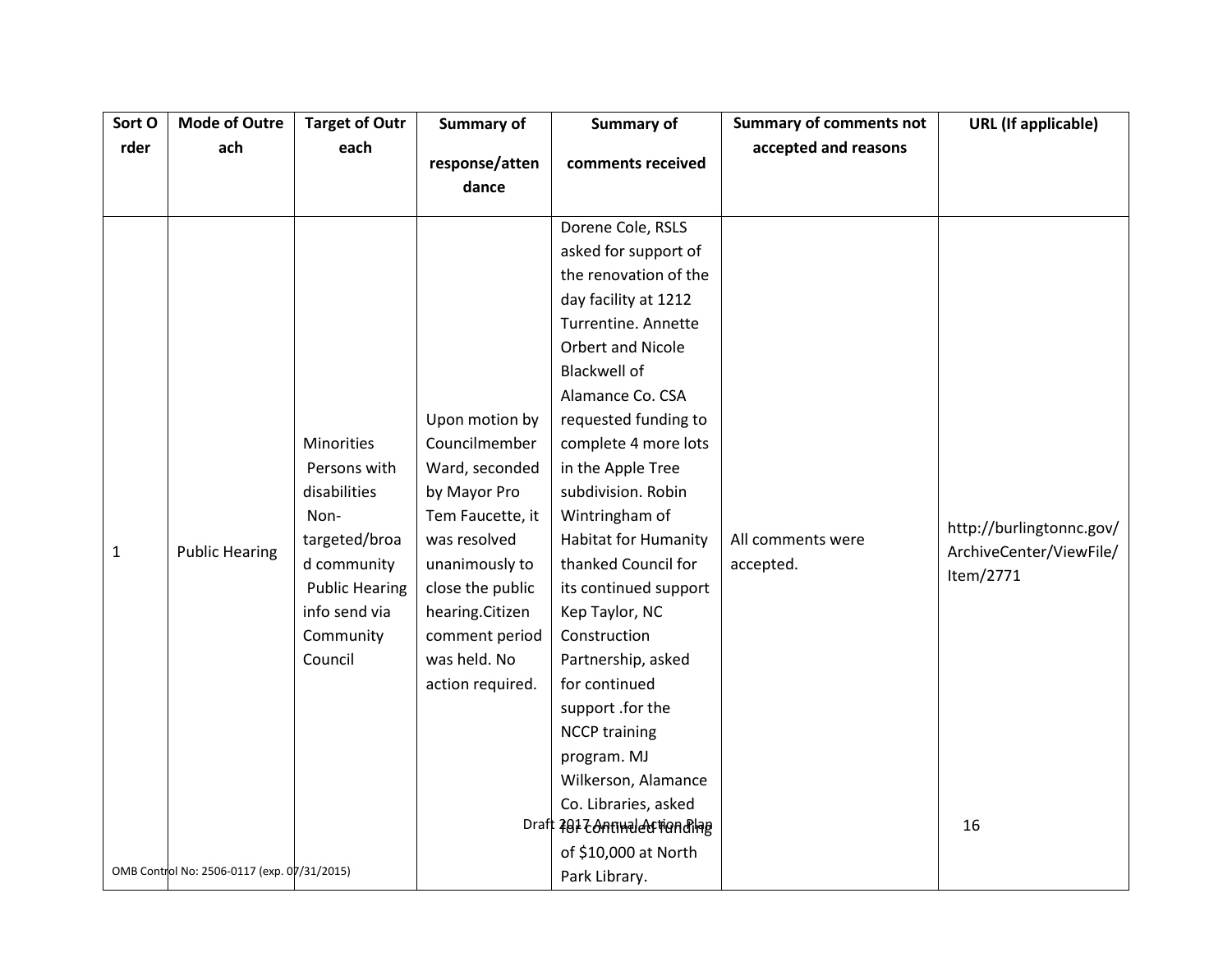| Sort Order | Mode of Outreach | Target of Outreach | Summary of response/attendance | Summary of comments received | Summary of comments not accepted and reasons | URL (If applicable) |
|---|---|---|---|---|---|---|
| 1 | Public Hearing | Minorities Persons with disabilities Non-targeted/broad community Public Hearing info send via Community Council | Upon motion by Councilmember Ward, seconded by Mayor Pro Tem Faucette, it was resolved unanimously to close the public hearing.Citizen comment period was held. No action required. | Dorene Cole, RSLS asked for support of the renovation of the day facility at 1212 Turrentine. Annette Orbert and Nicole Blackwell of Alamance Co. CSA requested funding to complete 4 more lots in the Apple Tree subdivision. Robin Wintringham of Habitat for Humanity thanked Council for its continued support Kep Taylor, NC Construction Partnership, asked for continued support .for the NCCP training program. MJ Wilkerson, Alamance Co. Libraries, asked for continued funding of $10,000 at North Park Library. | All comments were accepted. | http://burlingtonnc.gov/ArchiveCenter/ViewFile/Item/2771 |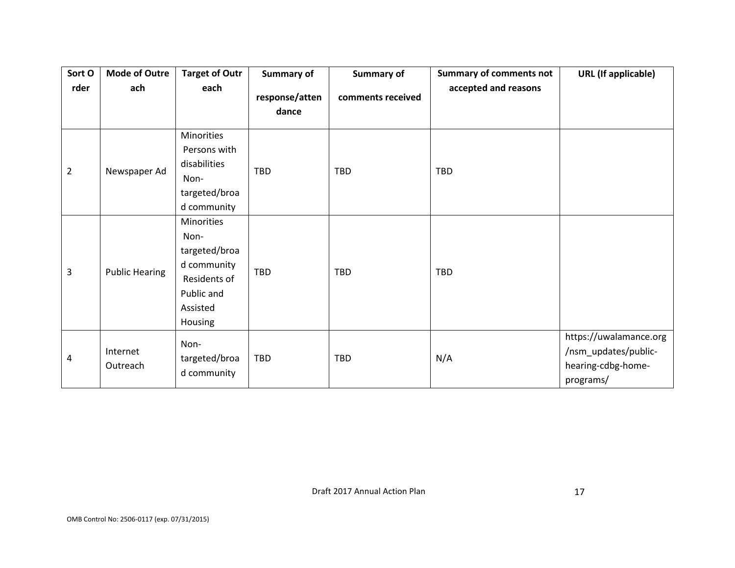| Sort Order | Mode of Outreach | Target of Outreach | Summary of response/attendance | Summary of comments received | Summary of comments not accepted and reasons | URL (If applicable) |
|---|---|---|---|---|---|---|
| 2 | Newspaper Ad | Minorities<br>Persons with disabilities<br>Non-targeted/broad community | TBD | TBD | TBD | |
| 3 | Public Hearing | Minorities<br>Non-targeted/broad community<br>Residents of Public and Assisted Housing | TBD | TBD | TBD | |
| 4 | Internet Outreach | Non-targeted/broad community | TBD | TBD | N/A | https://uwalamance.org/nsm_updates/public-hearing-cdbg-home-programs/ |

Draft 2017 Annual Action Plan

OMB Control No: 2506-0117 (exp. 07/31/2015)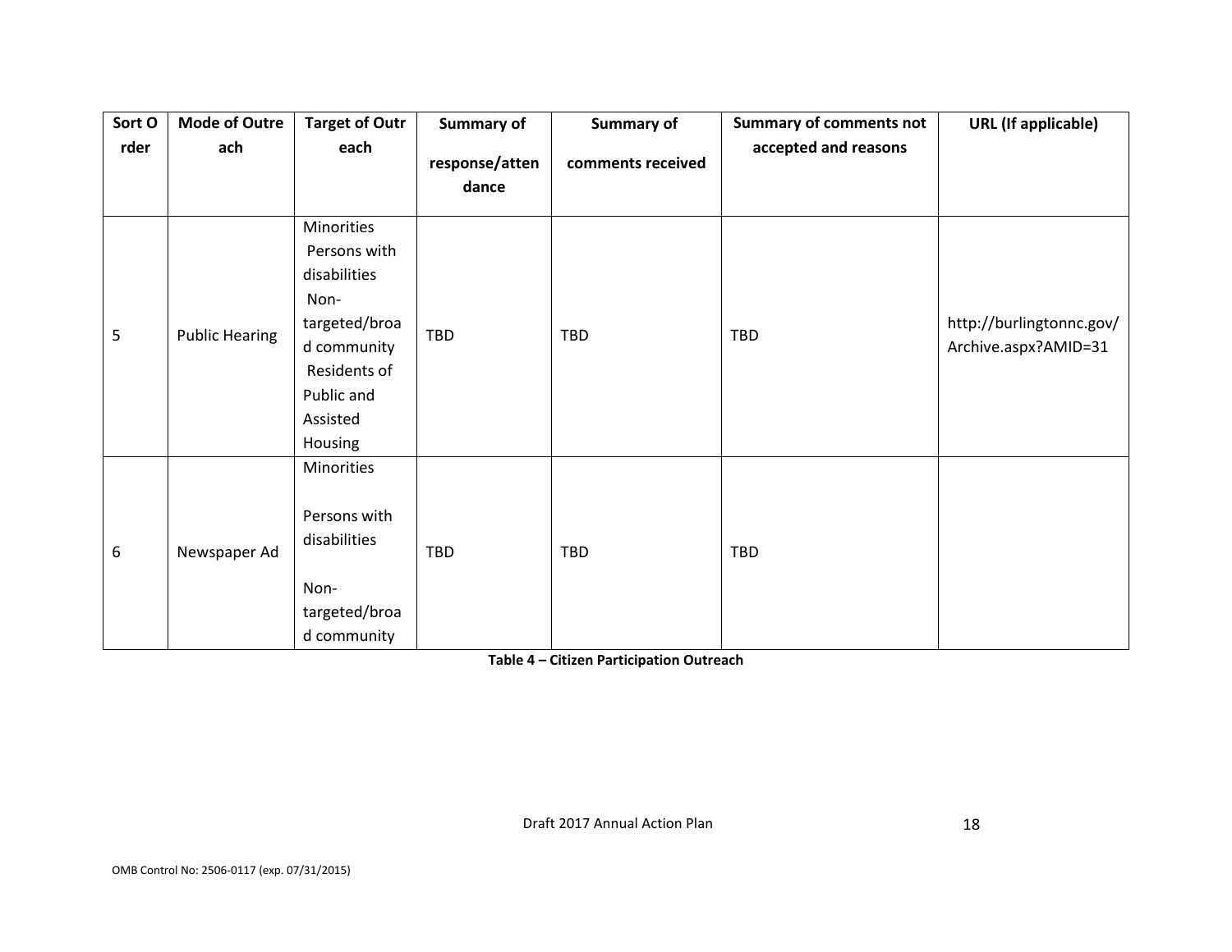| Sort Order | Mode of Outreach | Target of Outreach | Summary of response/attendance | Summary of comments received | Summary of comments not accepted and reasons | URL (If applicable) |
| --- | --- | --- | --- | --- | --- | --- |
| 5 | Public Hearing | Minorities<br>Persons with disabilities<br>Non-targeted/broad community<br>Residents of Public and Assisted Housing | TBD | TBD | TBD | http://burlingtonnc.gov/Archive.aspx?AMID=31 |
| 6 | Newspaper Ad | Minorities<br><br>Persons with disabilities<br><br>Non-targeted/broad community | TBD | TBD | TBD | |

**Table 4 – Citizen Participation Outreach**

Draft 2017 Annual Action Plan

OMB Control No: 2506-0117 (exp. 07/31/2015)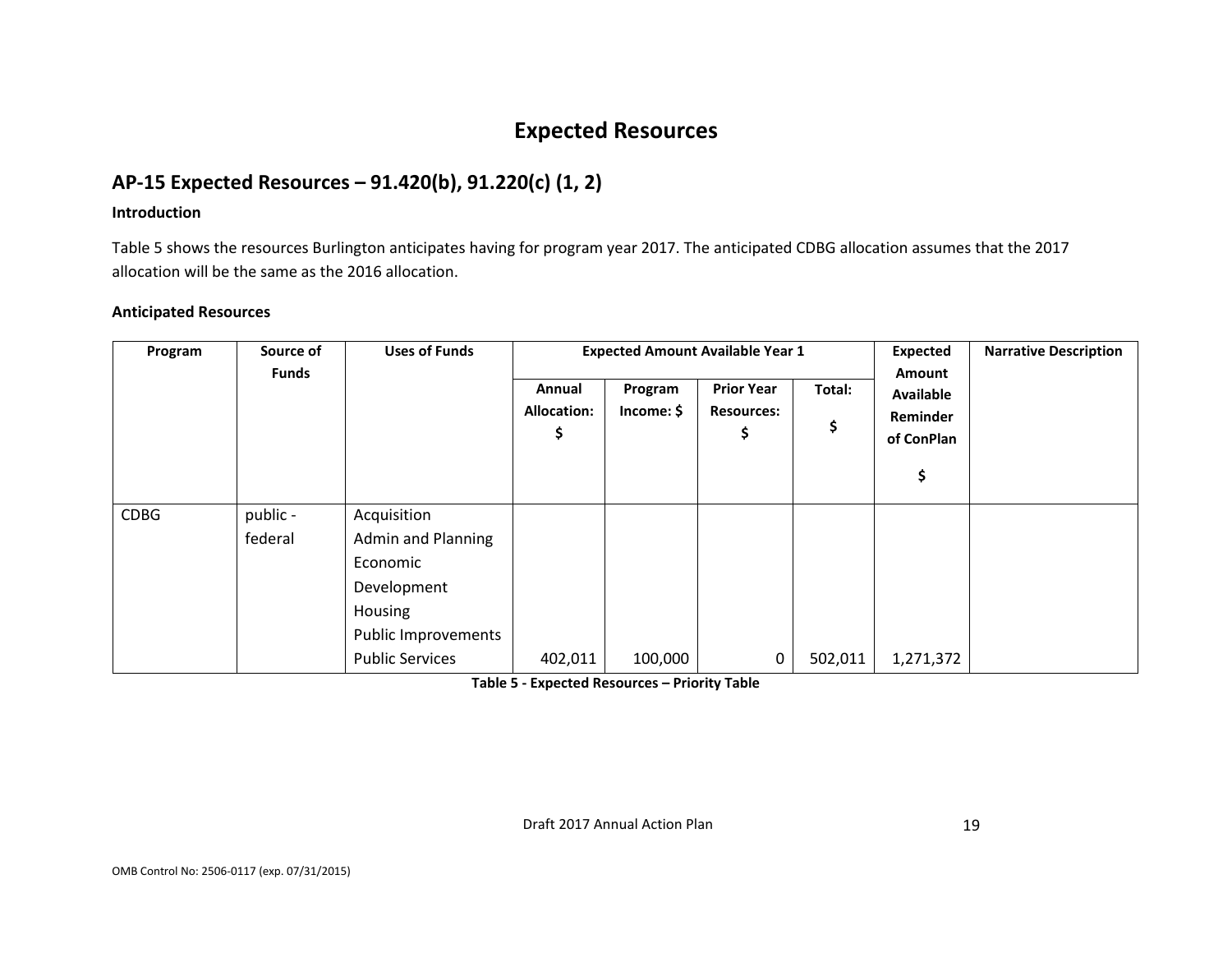# Expected Resources

## AP-15 Expected Resources – 91.420(b), 91.220(c) (1, 2)

### Introduction

Table 5 shows the resources Burlington anticipates having for program year 2017. The anticipated CDBG allocation assumes that the 2017 allocation will be the same as the 2016 allocation.

### Anticipated Resources

| Program | Source of Funds | Uses of Funds | Expected Amount Available Year 1 | | | | Expected Amount Available Reminder of ConPlan $ | Narrative Description |
|---|---|---|---|---|---|---|---|---|
| | | | Annual Allocation: $ | Program Income: $ | Prior Year Resources: $ | Total: $ | | |
| CDBG | public - federal | Acquisition<br>Admin and Planning<br>Economic Development<br>Housing<br>Public Improvements<br>Public Services | 402,011 | 100,000 | 0 | 502,011 | 1,271,372 | |

**Table 5 - Expected Resources – Priority Table**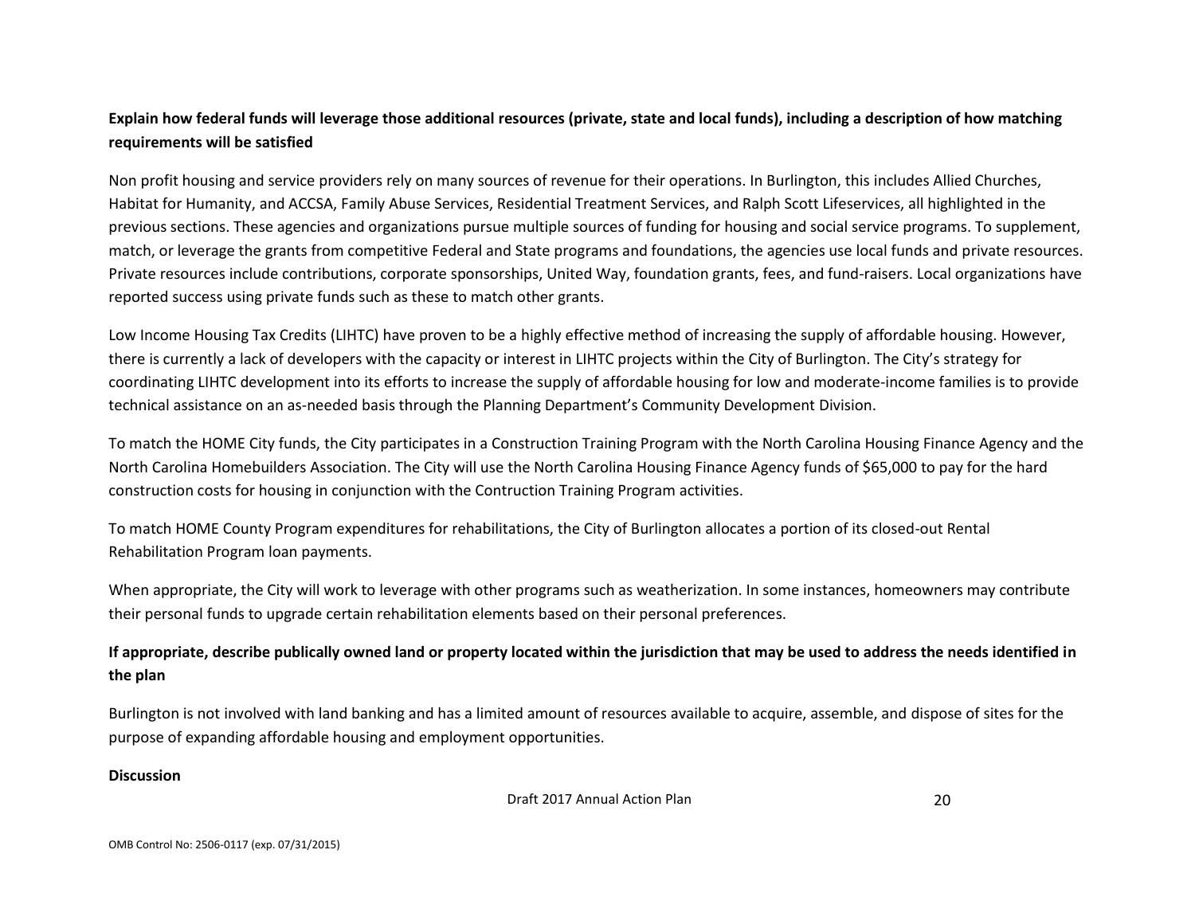**Explain how federal funds will leverage those additional resources (private, state and local funds), including a description of how matching requirements will be satisfied**

Non profit housing and service providers rely on many sources of revenue for their operations. In Burlington, this includes Allied Churches, Habitat for Humanity, and ACCSA, Family Abuse Services, Residential Treatment Services, and Ralph Scott Lifeservices, all highlighted in the previous sections. These agencies and organizations pursue multiple sources of funding for housing and social service programs. To supplement, match, or leverage the grants from competitive Federal and State programs and foundations, the agencies use local funds and private resources. Private resources include contributions, corporate sponsorships, United Way, foundation grants, fees, and fund-raisers. Local organizations have reported success using private funds such as these to match other grants.

Low Income Housing Tax Credits (LIHTC) have proven to be a highly effective method of increasing the supply of affordable housing. However, there is currently a lack of developers with the capacity or interest in LIHTC projects within the City of Burlington. The City's strategy for coordinating LIHTC development into its efforts to increase the supply of affordable housing for low and moderate-income families is to provide technical assistance on an as-needed basis through the Planning Department's Community Development Division.

To match the HOME City funds, the City participates in a Construction Training Program with the North Carolina Housing Finance Agency and the North Carolina Homebuilders Association. The City will use the North Carolina Housing Finance Agency funds of $65,000 to pay for the hard construction costs for housing in conjunction with the Contruction Training Program activities.

To match HOME County Program expenditures for rehabilitations, the City of Burlington allocates a portion of its closed-out Rental Rehabilitation Program loan payments.

When appropriate, the City will work to leverage with other programs such as weatherization. In some instances, homeowners may contribute their personal funds to upgrade certain rehabilitation elements based on their personal preferences.

**If appropriate, describe publically owned land or property located within the jurisdiction that may be used to address the needs identified in the plan**

Burlington is not involved with land banking and has a limited amount of resources available to acquire, assemble, and dispose of sites for the purpose of expanding affordable housing and employment opportunities.

**Discussion**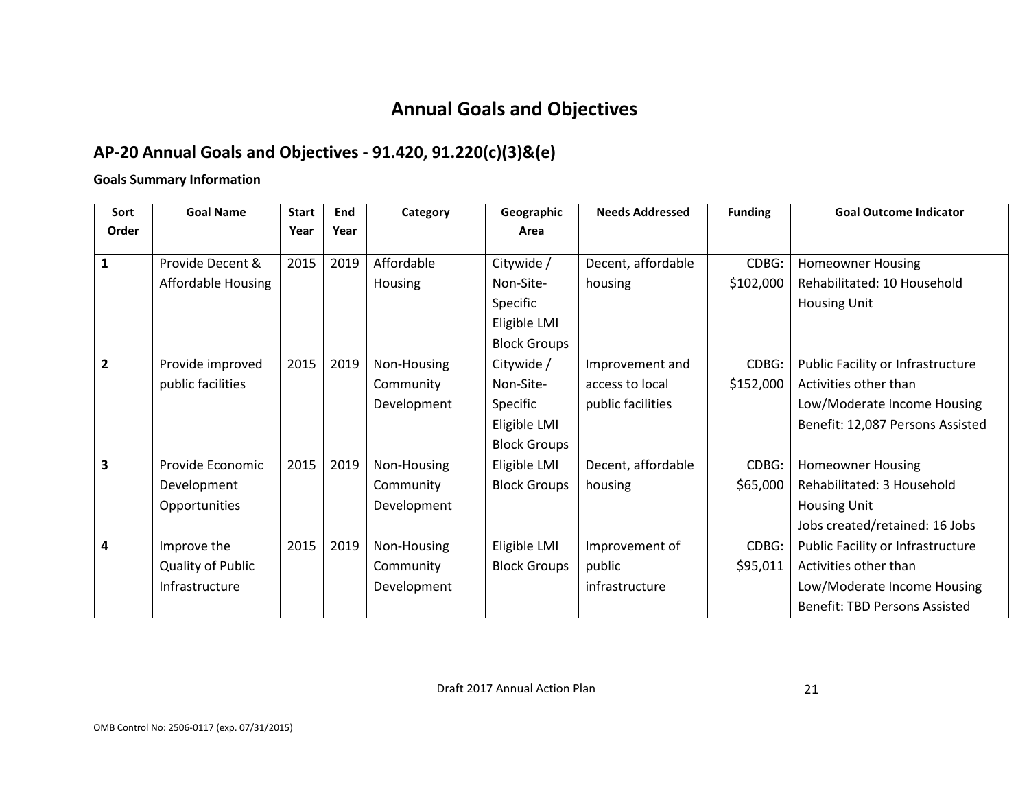# Annual Goals and Objectives

## AP-20 Annual Goals and Objectives - 91.420, 91.220(c)(3)&(e)

**Goals Summary Information**

| Sort Order | Goal Name | Start Year | End Year | Category | Geographic Area | Needs Addressed | Funding | Goal Outcome Indicator |
|---|---|---|---|---|---|---|---|---|
| **1** | Provide Decent & Affordable Housing | 2015 | 2019 | Affordable Housing | Citywide / Non-Site-Specific Eligible LMI Block Groups | Decent, affordable housing | CDBG: $102,000 | Homeowner Housing Rehabilitated: 10 Household Housing Unit |
| **2** | Provide improved public facilities | 2015 | 2019 | Non-Housing Community Development | Citywide / Non-Site-Specific Eligible LMI Block Groups | Improvement and access to local public facilities | CDBG: $152,000 | Public Facility or Infrastructure Activities other than Low/Moderate Income Housing Benefit: 12,087 Persons Assisted |
| **3** | Provide Economic Development Opportunities | 2015 | 2019 | Non-Housing Community Development | Eligible LMI Block Groups | Decent, affordable housing | CDBG: $65,000 | Homeowner Housing Rehabilitated: 3 Household Housing Unit<br>Jobs created/retained: 16 Jobs |
| **4** | Improve the Quality of Public Infrastructure | 2015 | 2019 | Non-Housing Community Development | Eligible LMI Block Groups | Improvement of public infrastructure | CDBG: $95,011 | Public Facility or Infrastructure Activities other than Low/Moderate Income Housing Benefit: TBD Persons Assisted |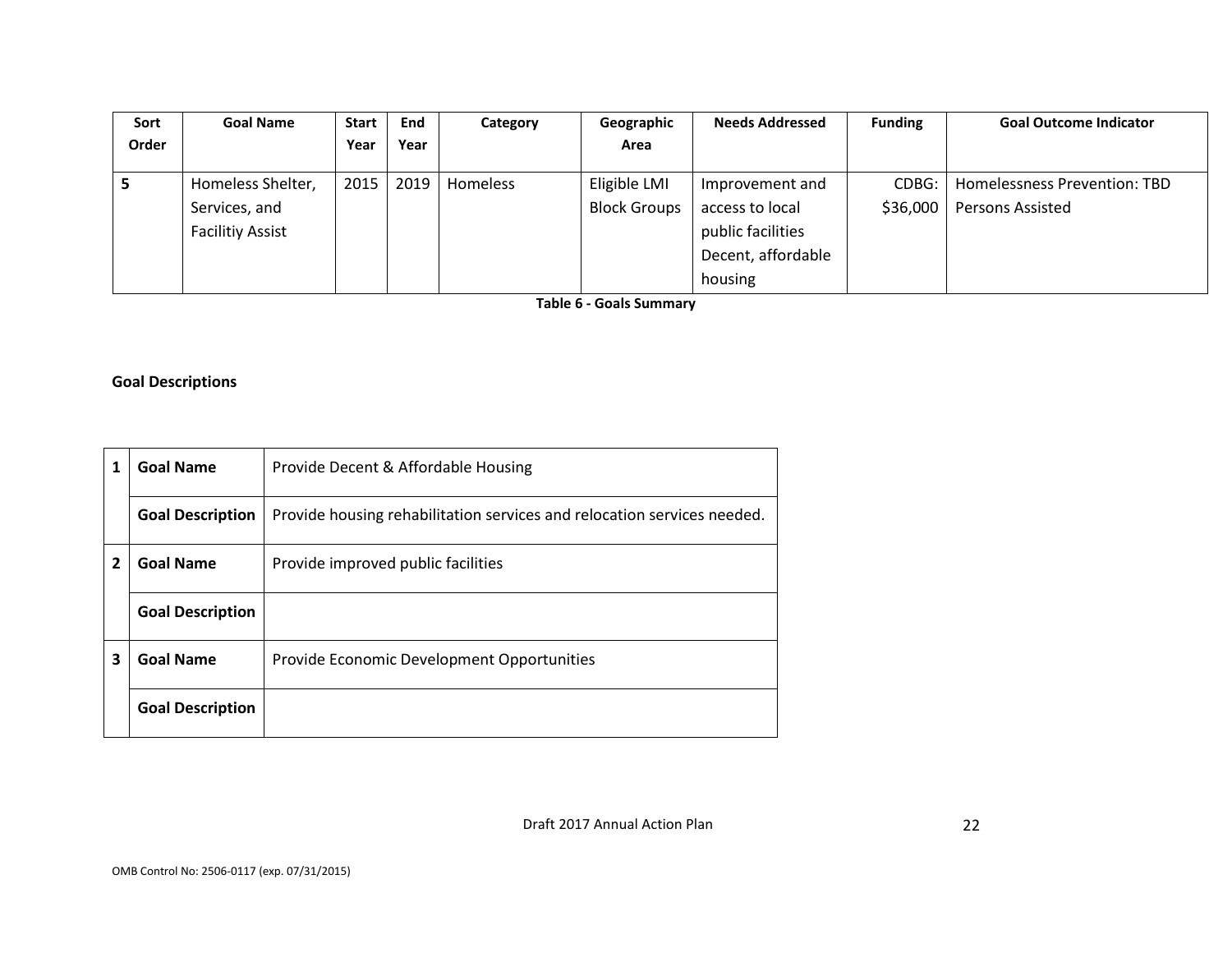| Sort Order | Goal Name | Start Year | End Year | Category | Geographic Area | Needs Addressed | Funding | Goal Outcome Indicator |
|---|---|---|---|---|---|---|---|---|
| **5** | Homeless Shelter, Services, and Facilitiy Assist | 2015 | 2019 | Homeless | Eligible LMI Block Groups | Improvement and access to local public facilities Decent, affordable housing | CDBG: $36,000 | Homelessness Prevention: TBD Persons Assisted |

**Table 6 - Goals Summary**

**Goal Descriptions**

| | | |
|---|---|---|
| **1** | **Goal Name** | Provide Decent & Affordable Housing |
| | **Goal Description** | Provide housing rehabilitation services and relocation services needed. |
| **2** | **Goal Name** | Provide improved public facilities |
| | **Goal Description** | |
| **3** | **Goal Name** | Provide Economic Development Opportunities |
| | **Goal Description** | |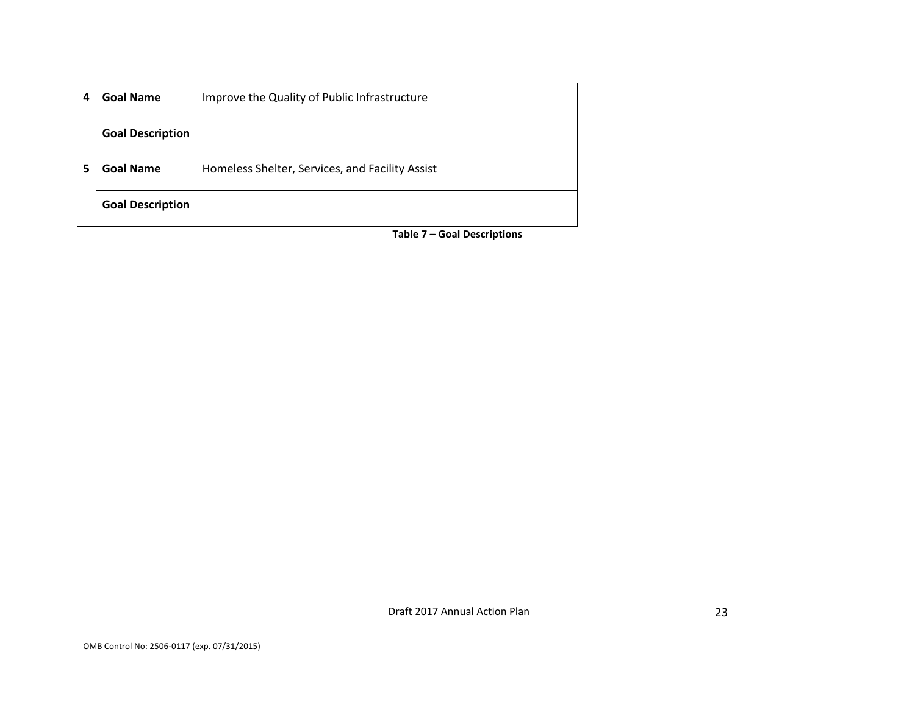| | | |
|---|---|---|
| 4 | **Goal Name** | Improve the Quality of Public Infrastructure |
| | **Goal Description** | |
| 5 | **Goal Name** | Homeless Shelter, Services, and Facility Assist |
| | **Goal Description** | |

**Table 7 – Goal Descriptions**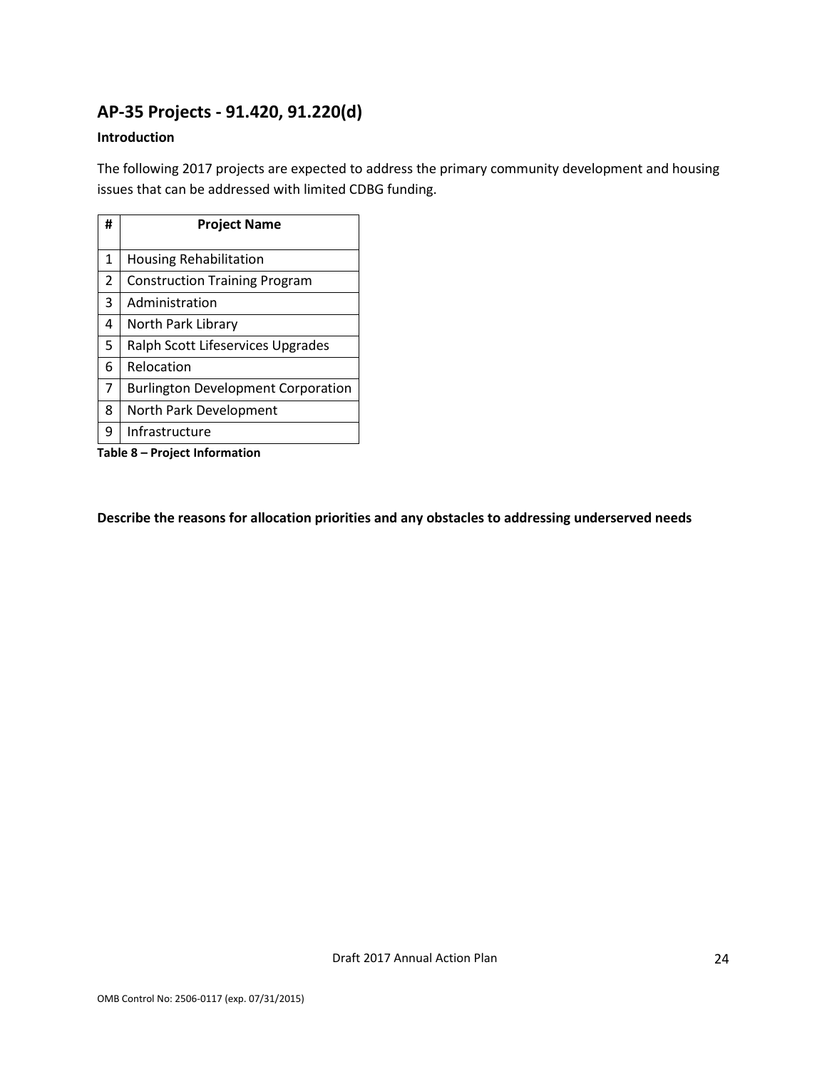## AP-35 Projects - 91.420, 91.220(d)

**Introduction**

The following 2017 projects are expected to address the primary community development and housing issues that can be addressed with limited CDBG funding.

| # | Project Name |
|---|---|
| 1 | Housing Rehabilitation |
| 2 | Construction Training Program |
| 3 | Administration |
| 4 | North Park Library |
| 5 | Ralph Scott Lifeservices Upgrades |
| 6 | Relocation |
| 7 | Burlington Development Corporation |
| 8 | North Park Development |
| 9 | Infrastructure |

**Table 8 – Project Information**

**Describe the reasons for allocation priorities and any obstacles to addressing underserved needs**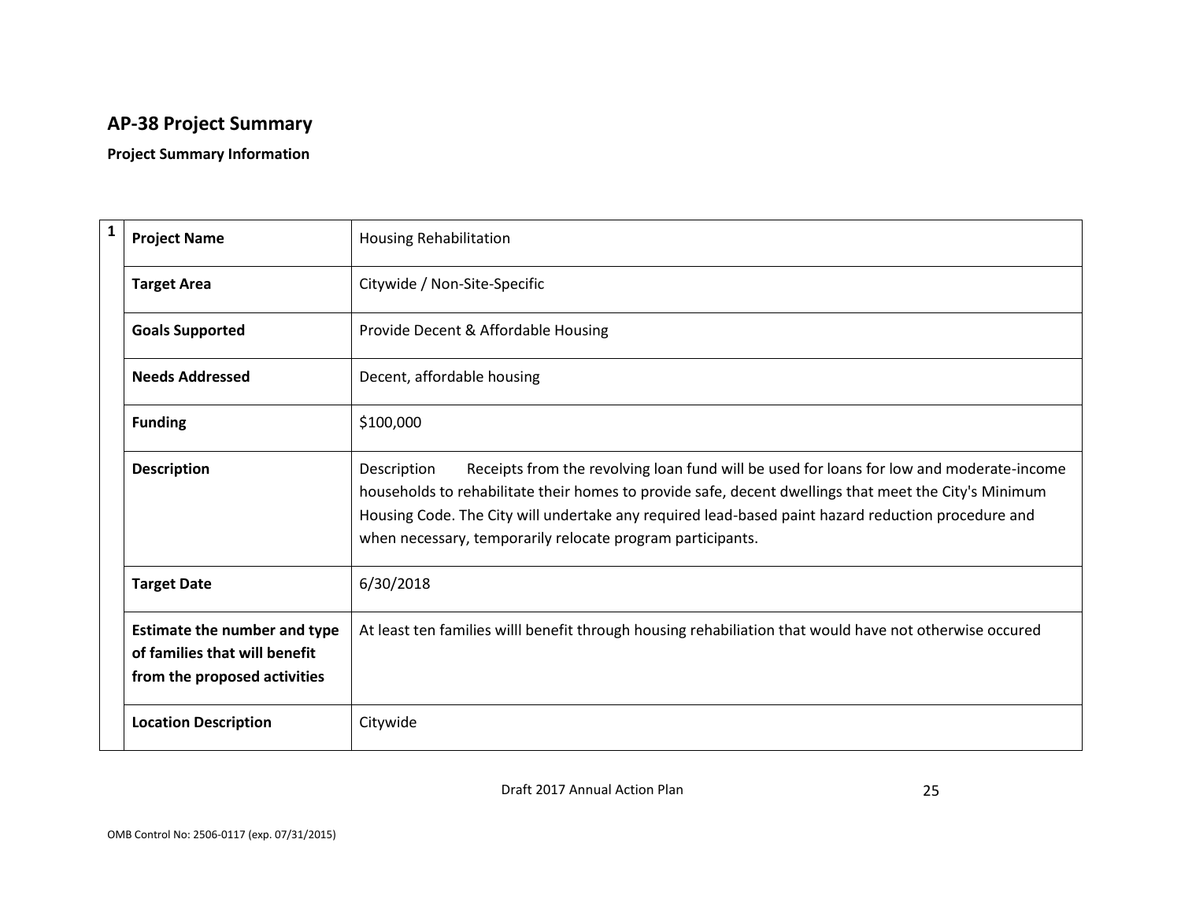## AP-38 Project Summary

**Project Summary Information**

| 1 | | |
|---|---|---|
| | **Project Name** | Housing Rehabilitation |
| | **Target Area** | Citywide / Non-Site-Specific |
| | **Goals Supported** | Provide Decent & Affordable Housing |
| | **Needs Addressed** | Decent, affordable housing |
| | **Funding** | $100,000 |
| | **Description** | Description Receipts from the revolving loan fund will be used for loans for low and moderate-income households to rehabilitate their homes to provide safe, decent dwellings that meet the City's Minimum Housing Code. The City will undertake any required lead-based paint hazard reduction procedure and when necessary, temporarily relocate program participants. |
| | **Target Date** | 6/30/2018 |
| | **Estimate the number and type of families that will benefit from the proposed activities** | At least ten families willl benefit through housing rehabiliation that would have not otherwise occured |
| | **Location Description** | Citywide |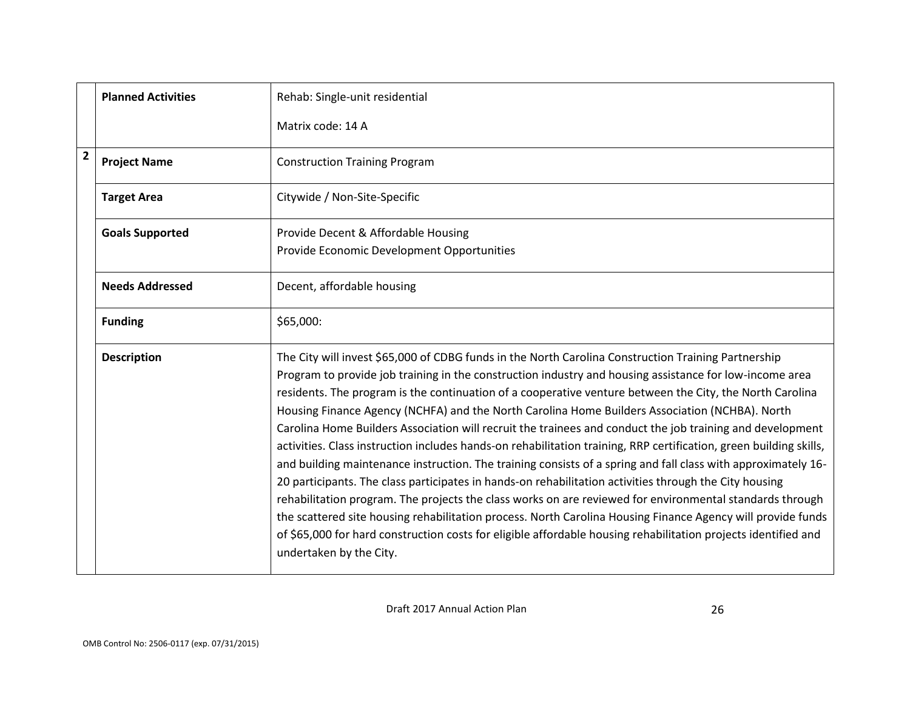| | | |
|---|---|---|
| | **Planned Activities** | Rehab: Single-unit residential<br><br>Matrix code: 14 A |
| **2** | **Project Name** | Construction Training Program |
| | **Target Area** | Citywide / Non-Site-Specific |
| | **Goals Supported** | Provide Decent & Affordable Housing<br>Provide Economic Development Opportunities |
| | **Needs Addressed** | Decent, affordable housing |
| | **Funding** | $65,000: |
| | **Description** | The City will invest $65,000 of CDBG funds in the North Carolina Construction Training Partnership Program to provide job training in the construction industry and housing assistance for low-income area residents. The program is the continuation of a cooperative venture between the City, the North Carolina Housing Finance Agency (NCHFA) and the North Carolina Home Builders Association (NCHBA). North Carolina Home Builders Association will recruit the trainees and conduct the job training and development activities. Class instruction includes hands-on rehabilitation training, RRP certification, green building skills, and building maintenance instruction. The training consists of a spring and fall class with approximately 16-20 participants. The class participates in hands-on rehabilitation activities through the City housing rehabilitation program. The projects the class works on are reviewed for environmental standards through the scattered site housing rehabilitation process. North Carolina Housing Finance Agency will provide funds of $65,000 for hard construction costs for eligible affordable housing rehabilitation projects identified and undertaken by the City. |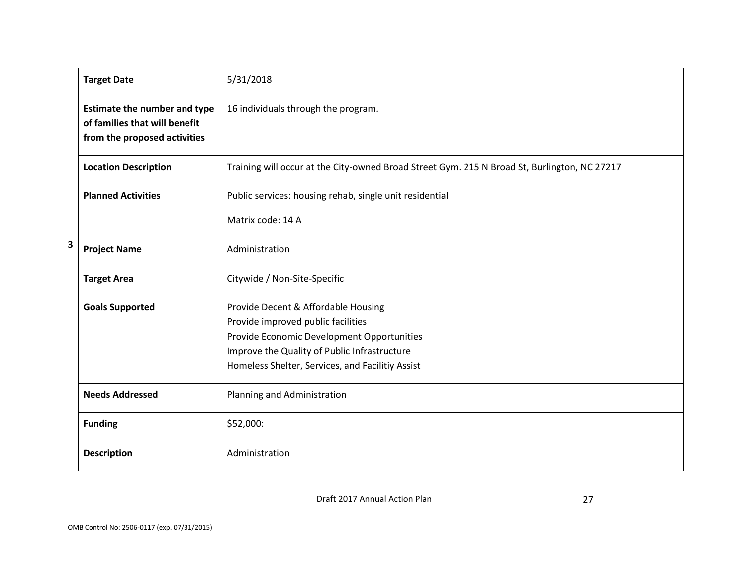| | | |
|---|---|---|
| | **Target Date** | 5/31/2018 |
| | **Estimate the number and type of families that will benefit from the proposed activities** | 16 individuals through the program. |
| | **Location Description** | Training will occur at the City-owned Broad Street Gym. 215 N Broad St, Burlington, NC 27217 |
| | **Planned Activities** | Public services: housing rehab, single unit residential<br><br>Matrix code: 14 A |
| **3** | **Project Name** | Administration |
| | **Target Area** | Citywide / Non-Site-Specific |
| | **Goals Supported** | Provide Decent & Affordable Housing<br>Provide improved public facilities<br>Provide Economic Development Opportunities<br>Improve the Quality of Public Infrastructure<br>Homeless Shelter, Services, and Facilitiy Assist |
| | **Needs Addressed** | Planning and Administration |
| | **Funding** | \$52,000: |
| | **Description** | Administration |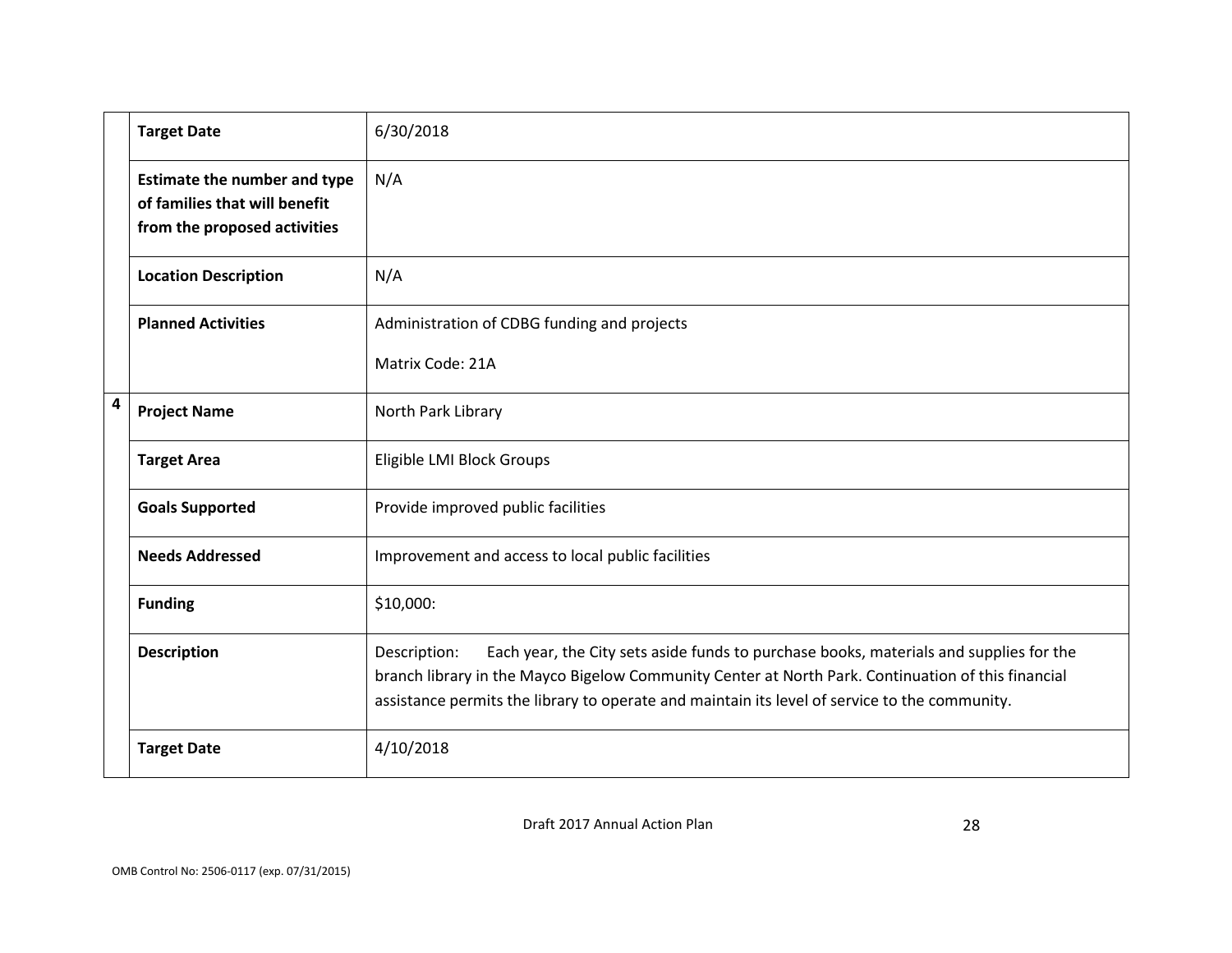| | | |
|---|---|---|
| | **Target Date** | 6/30/2018 |
| | **Estimate the number and type of families that will benefit from the proposed activities** | N/A |
| | **Location Description** | N/A |
| | **Planned Activities** | Administration of CDBG funding and projects<br><br>Matrix Code: 21A |
| **4** | **Project Name** | North Park Library |
| | **Target Area** | Eligible LMI Block Groups |
| | **Goals Supported** | Provide improved public facilities |
| | **Needs Addressed** | Improvement and access to local public facilities |
| | **Funding** | $10,000: |
| | **Description** | Description: Each year, the City sets aside funds to purchase books, materials and supplies for the branch library in the Mayco Bigelow Community Center at North Park. Continuation of this financial assistance permits the library to operate and maintain its level of service to the community. |
| | **Target Date** | 4/10/2018 |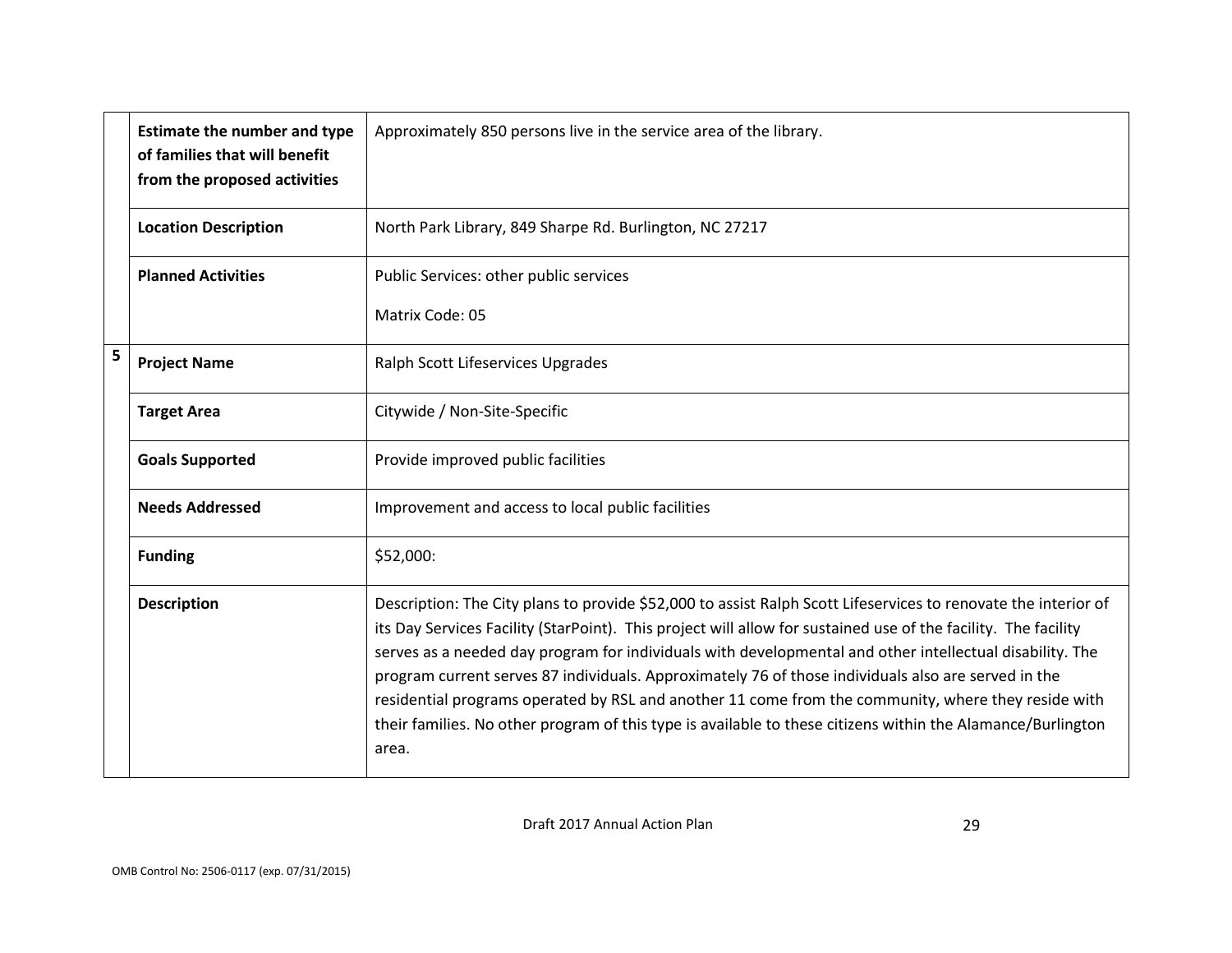| | | |
|---|---|---|
| | **Estimate the number and type of families that will benefit from the proposed activities** | Approximately 850 persons live in the service area of the library. |
| | **Location Description** | North Park Library, 849 Sharpe Rd. Burlington, NC 27217 |
| | **Planned Activities** | Public Services: other public services<br><br>Matrix Code: 05 |
| **5** | **Project Name** | Ralph Scott Lifeservices Upgrades |
| | **Target Area** | Citywide / Non-Site-Specific |
| | **Goals Supported** | Provide improved public facilities |
| | **Needs Addressed** | Improvement and access to local public facilities |
| | **Funding** | $52,000: |
| | **Description** | Description: The City plans to provide $52,000 to assist Ralph Scott Lifeservices to renovate the interior of its Day Services Facility (StarPoint). This project will allow for sustained use of the facility. The facility serves as a needed day program for individuals with developmental and other intellectual disability. The program current serves 87 individuals. Approximately 76 of those individuals also are served in the residential programs operated by RSL and another 11 come from the community, where they reside with their families. No other program of this type is available to these citizens within the Alamance/Burlington area. |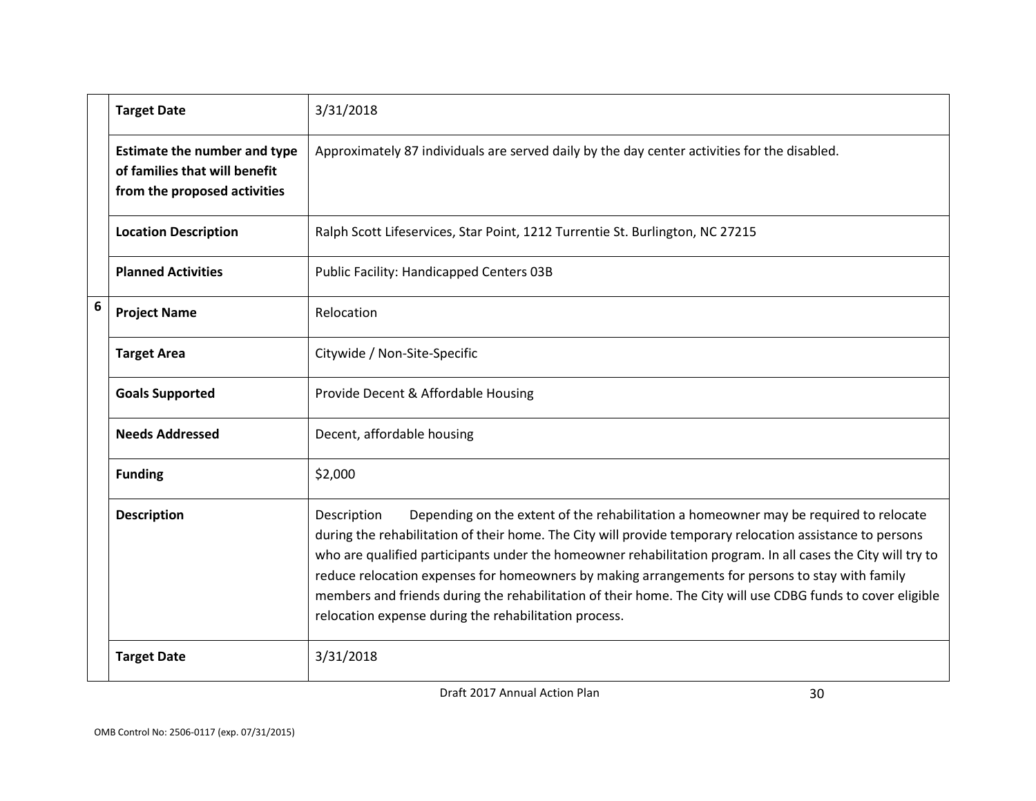| | | |
|---|---|---|
| | **Target Date** | 3/31/2018 |
| | **Estimate the number and type of families that will benefit from the proposed activities** | Approximately 87 individuals are served daily by the day center activities for the disabled. |
| | **Location Description** | Ralph Scott Lifeservices, Star Point, 1212 Turrentie St. Burlington, NC 27215 |
| | **Planned Activities** | Public Facility: Handicapped Centers 03B |
| 6 | **Project Name** | Relocation |
| | **Target Area** | Citywide / Non-Site-Specific |
| | **Goals Supported** | Provide Decent & Affordable Housing |
| | **Needs Addressed** | Decent, affordable housing |
| | **Funding** | $2,000 |
| | **Description** | Description Depending on the extent of the rehabilitation a homeowner may be required to relocate during the rehabilitation of their home. The City will provide temporary relocation assistance to persons who are qualified participants under the homeowner rehabilitation program. In all cases the City will try to reduce relocation expenses for homeowners by making arrangements for persons to stay with family members and friends during the rehabilitation of their home. The City will use CDBG funds to cover eligible relocation expense during the rehabilitation process. |
| | **Target Date** | 3/31/2018 |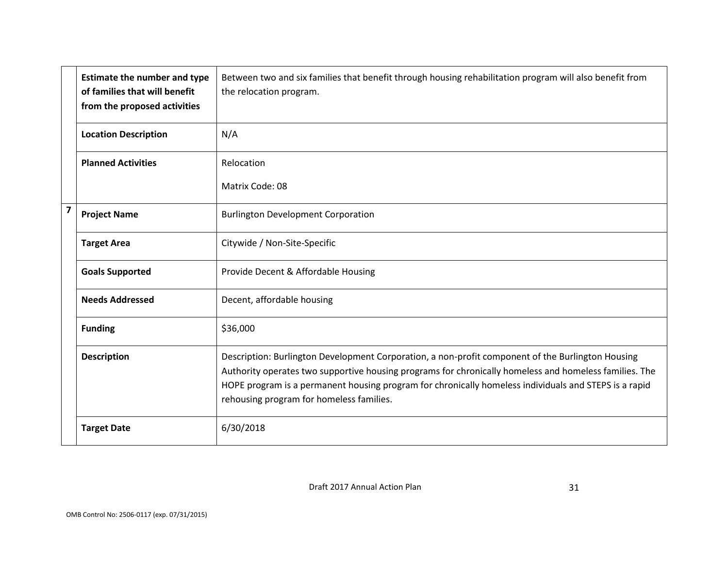| | | |
|---|---|---|
| | **Estimate the number and type of families that will benefit from the proposed activities** | Between two and six families that benefit through housing rehabilitation program will also benefit from the relocation program. |
| | **Location Description** | N/A |
| | **Planned Activities** | Relocation<br><br>Matrix Code: 08 |
| **7** | **Project Name** | Burlington Development Corporation |
| | **Target Area** | Citywide / Non-Site-Specific |
| | **Goals Supported** | Provide Decent & Affordable Housing |
| | **Needs Addressed** | Decent, affordable housing |
| | **Funding** | $36,000 |
| | **Description** | Description: Burlington Development Corporation, a non-profit component of the Burlington Housing Authority operates two supportive housing programs for chronically homeless and homeless families. The HOPE program is a permanent housing program for chronically homeless individuals and STEPS is a rapid rehousing program for homeless families. |
| | **Target Date** | 6/30/2018 |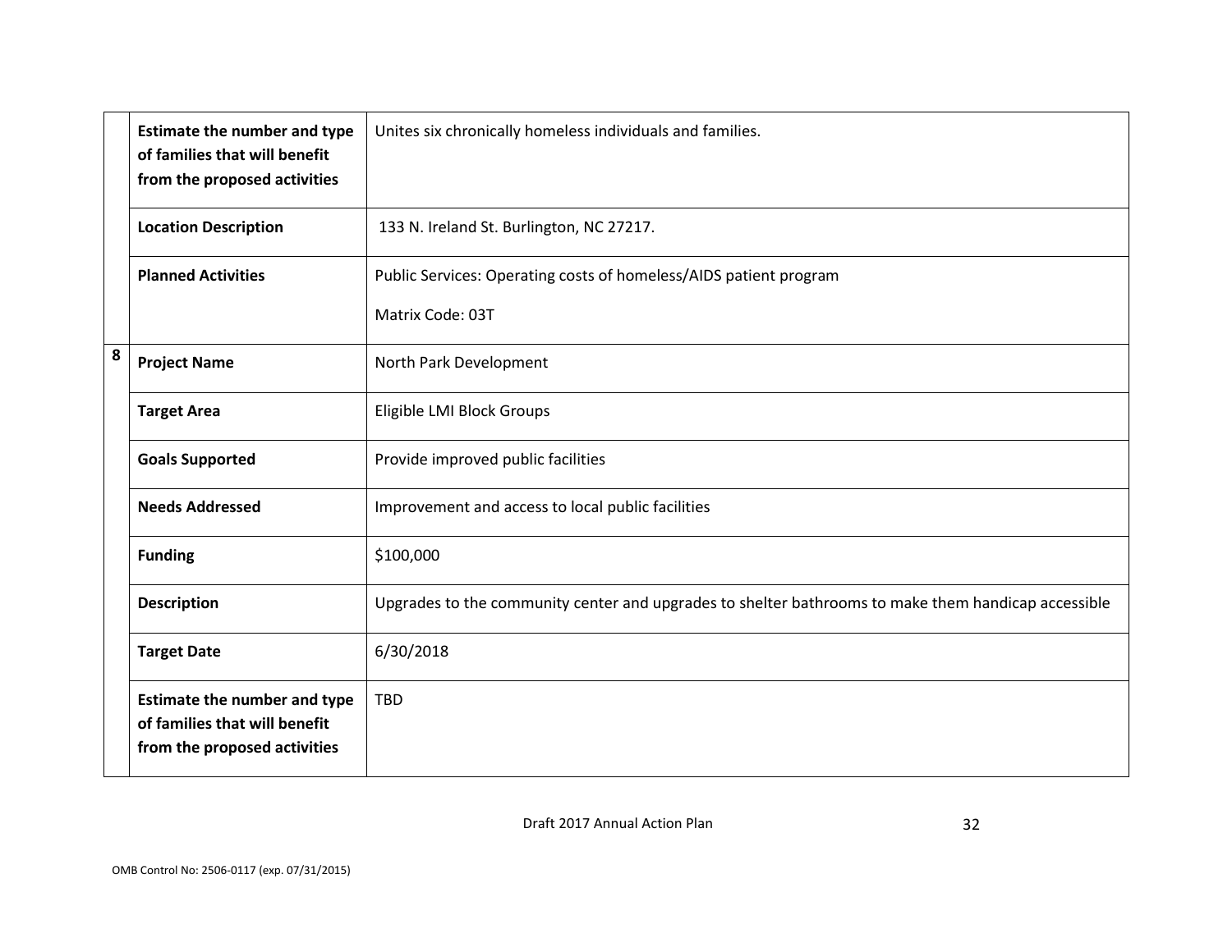| | | |
|---|---|---|
| | **Estimate the number and type of families that will benefit from the proposed activities** | Unites six chronically homeless individuals and families. |
| | **Location Description** | 133 N. Ireland St. Burlington, NC 27217. |
| | **Planned Activities** | Public Services: Operating costs of homeless/AIDS patient program<br><br>Matrix Code: 03T |
| **8** | **Project Name** | North Park Development |
| | **Target Area** | Eligible LMI Block Groups |
| | **Goals Supported** | Provide improved public facilities |
| | **Needs Addressed** | Improvement and access to local public facilities |
| | **Funding** | $100,000 |
| | **Description** | Upgrades to the community center and upgrades to shelter bathrooms to make them handicap accessible |
| | **Target Date** | 6/30/2018 |
| | **Estimate the number and type of families that will benefit from the proposed activities** | TBD |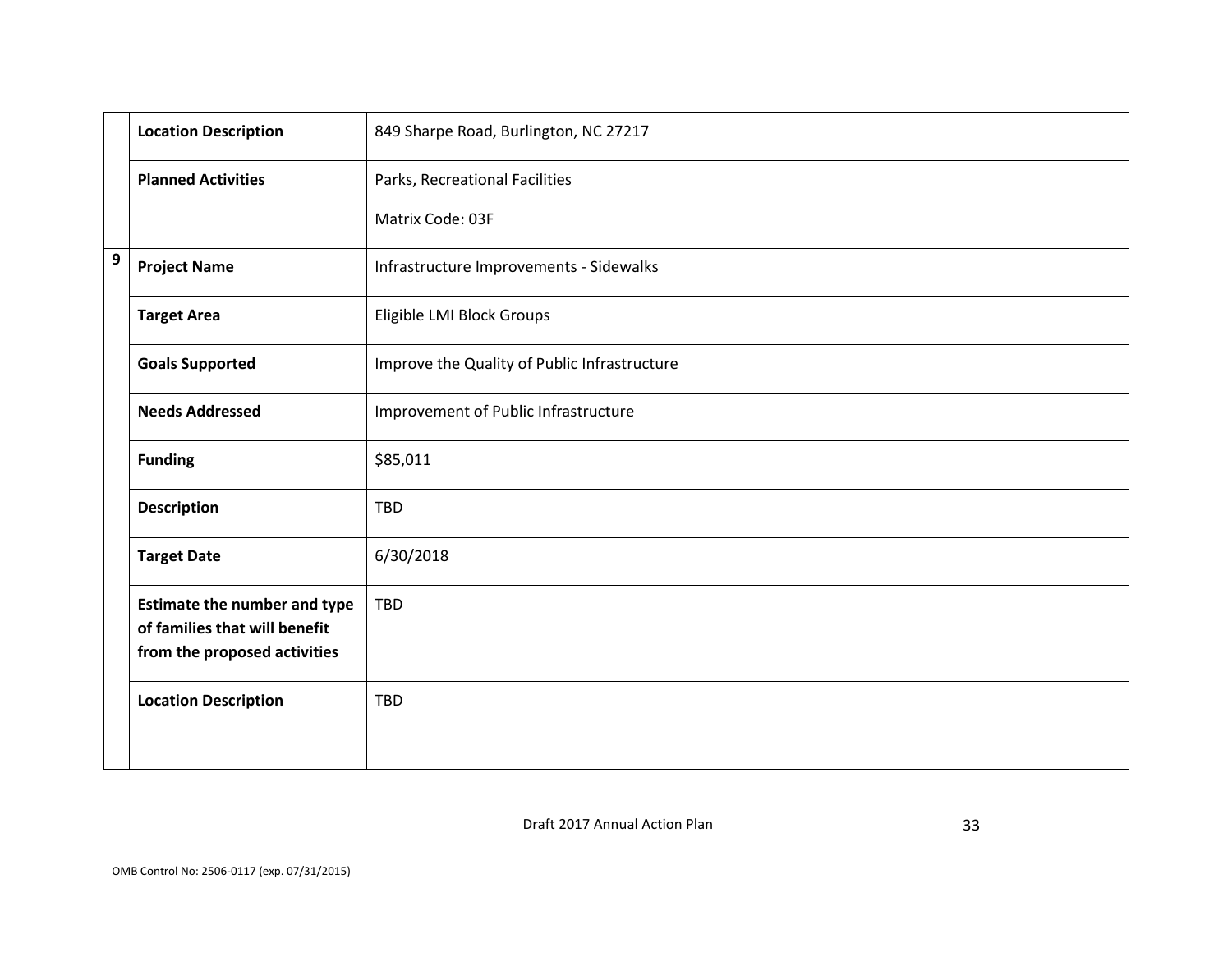| | | |
|---|---|---|
| | **Location Description** | 849 Sharpe Road, Burlington, NC 27217 |
| | **Planned Activities** | Parks, Recreational Facilities<br><br>Matrix Code: 03F |
| 9 | **Project Name** | Infrastructure Improvements - Sidewalks |
| | **Target Area** | Eligible LMI Block Groups |
| | **Goals Supported** | Improve the Quality of Public Infrastructure |
| | **Needs Addressed** | Improvement of Public Infrastructure |
| | **Funding** | $85,011 |
| | **Description** | TBD |
| | **Target Date** | 6/30/2018 |
| | **Estimate the number and type of families that will benefit from the proposed activities** | TBD |
| | **Location Description** | TBD |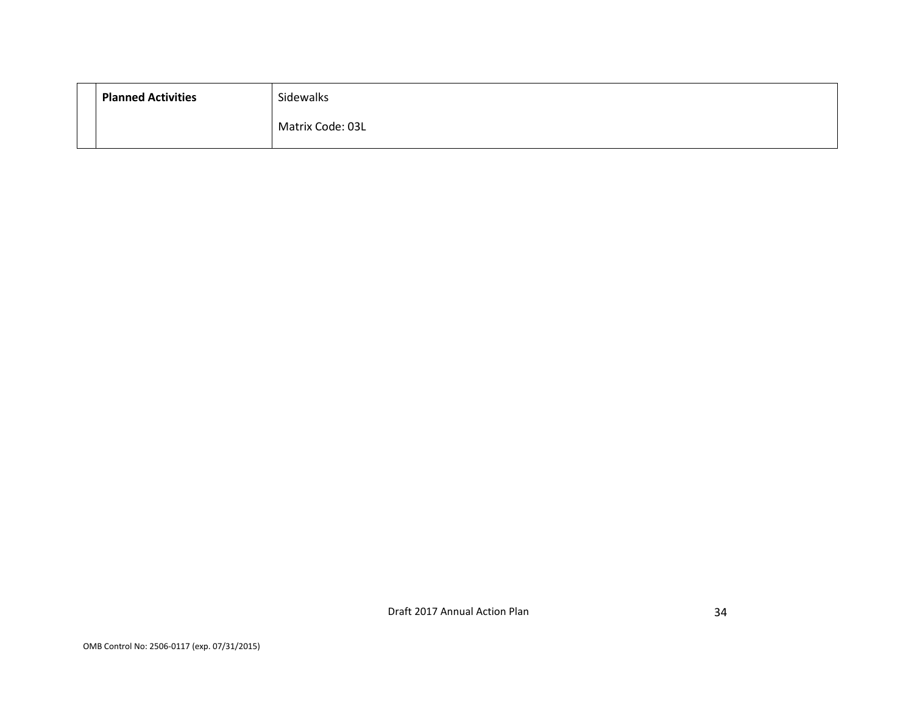| | | |
|---|---|---|
| | **Planned Activities** | Sidewalks<br><br>Matrix Code: 03L |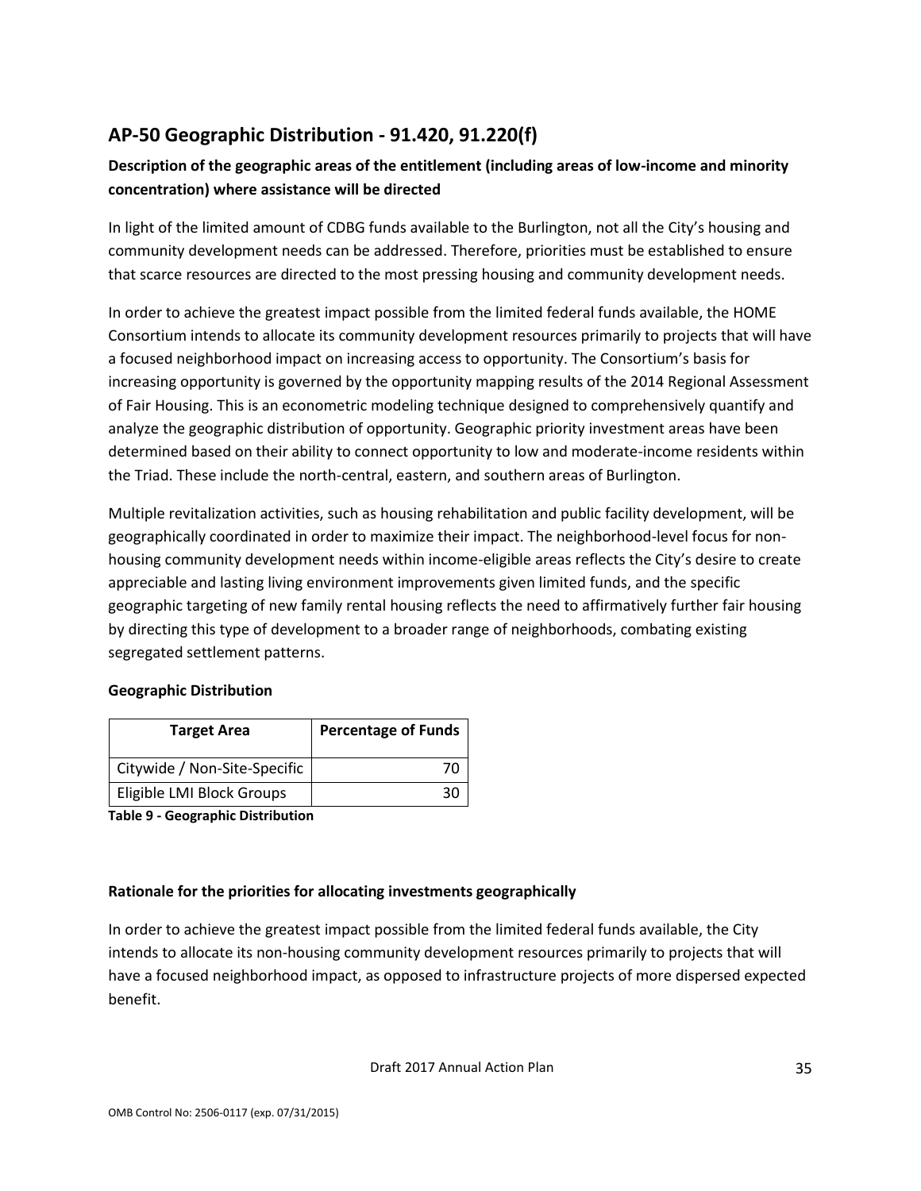## AP-50 Geographic Distribution - 91.420, 91.220(f)

**Description of the geographic areas of the entitlement (including areas of low-income and minority concentration) where assistance will be directed**

In light of the limited amount of CDBG funds available to the Burlington, not all the City's housing and community development needs can be addressed. Therefore, priorities must be established to ensure that scarce resources are directed to the most pressing housing and community development needs.

In order to achieve the greatest impact possible from the limited federal funds available, the HOME Consortium intends to allocate its community development resources primarily to projects that will have a focused neighborhood impact on increasing access to opportunity. The Consortium's basis for increasing opportunity is governed by the opportunity mapping results of the 2014 Regional Assessment of Fair Housing. This is an econometric modeling technique designed to comprehensively quantify and analyze the geographic distribution of opportunity. Geographic priority investment areas have been determined based on their ability to connect opportunity to low and moderate-income residents within the Triad. These include the north-central, eastern, and southern areas of Burlington.

Multiple revitalization activities, such as housing rehabilitation and public facility development, will be geographically coordinated in order to maximize their impact. The neighborhood-level focus for non-housing community development needs within income-eligible areas reflects the City's desire to create appreciable and lasting living environment improvements given limited funds, and the specific geographic targeting of new family rental housing reflects the need to affirmatively further fair housing by directing this type of development to a broader range of neighborhoods, combating existing segregated settlement patterns.

**Geographic Distribution**

| Target Area | Percentage of Funds |
|---|---|
| Citywide / Non-Site-Specific | 70 |
| Eligible LMI Block Groups | 30 |

**Table 9 - Geographic Distribution**

**Rationale for the priorities for allocating investments geographically**

In order to achieve the greatest impact possible from the limited federal funds available, the City intends to allocate its non-housing community development resources primarily to projects that will have a focused neighborhood impact, as opposed to infrastructure projects of more dispersed expected benefit.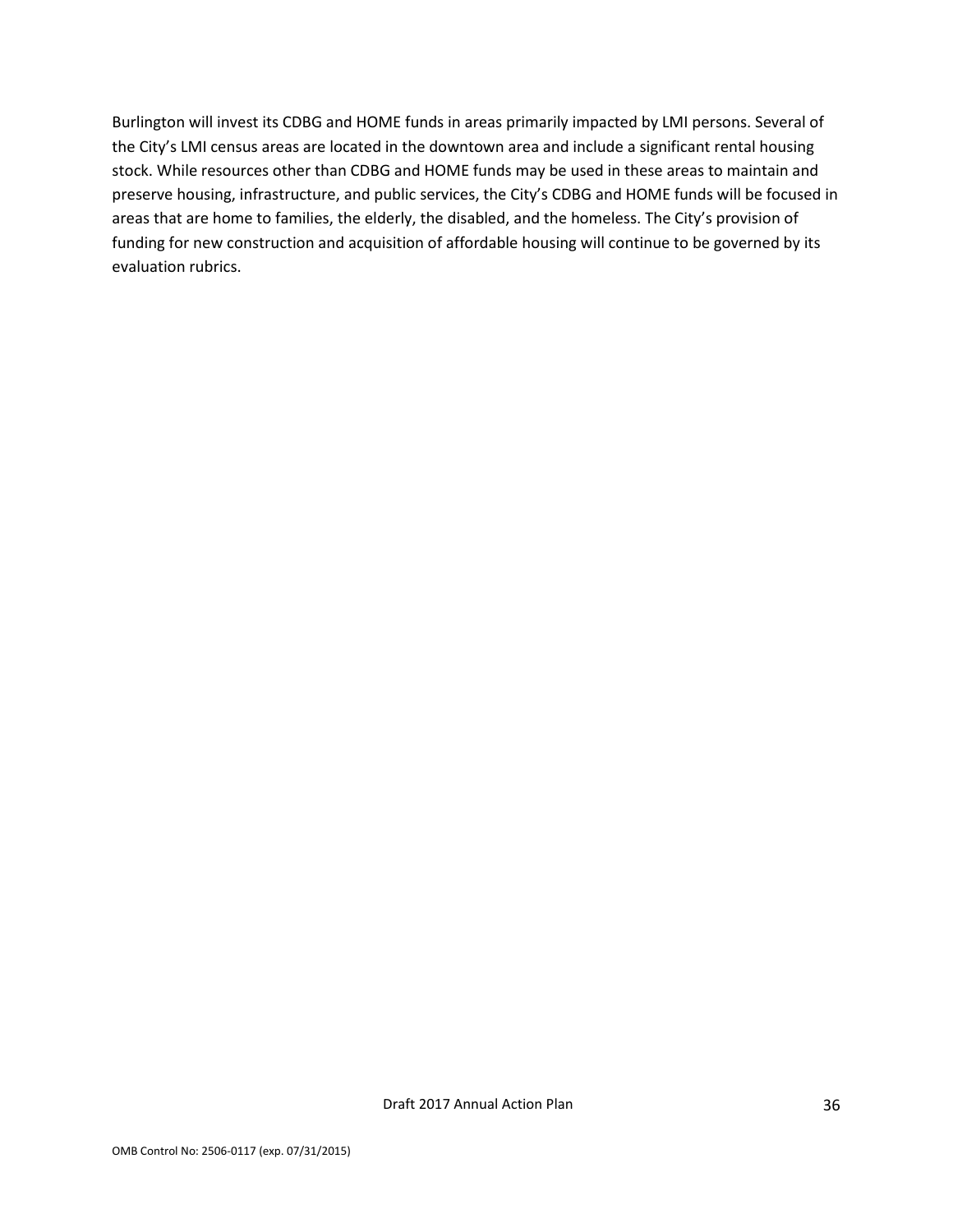Burlington will invest its CDBG and HOME funds in areas primarily impacted by LMI persons. Several of the City's LMI census areas are located in the downtown area and include a significant rental housing stock. While resources other than CDBG and HOME funds may be used in these areas to maintain and preserve housing, infrastructure, and public services, the City's CDBG and HOME funds will be focused in areas that are home to families, the elderly, the disabled, and the homeless. The City's provision of funding for new construction and acquisition of affordable housing will continue to be governed by its evaluation rubrics.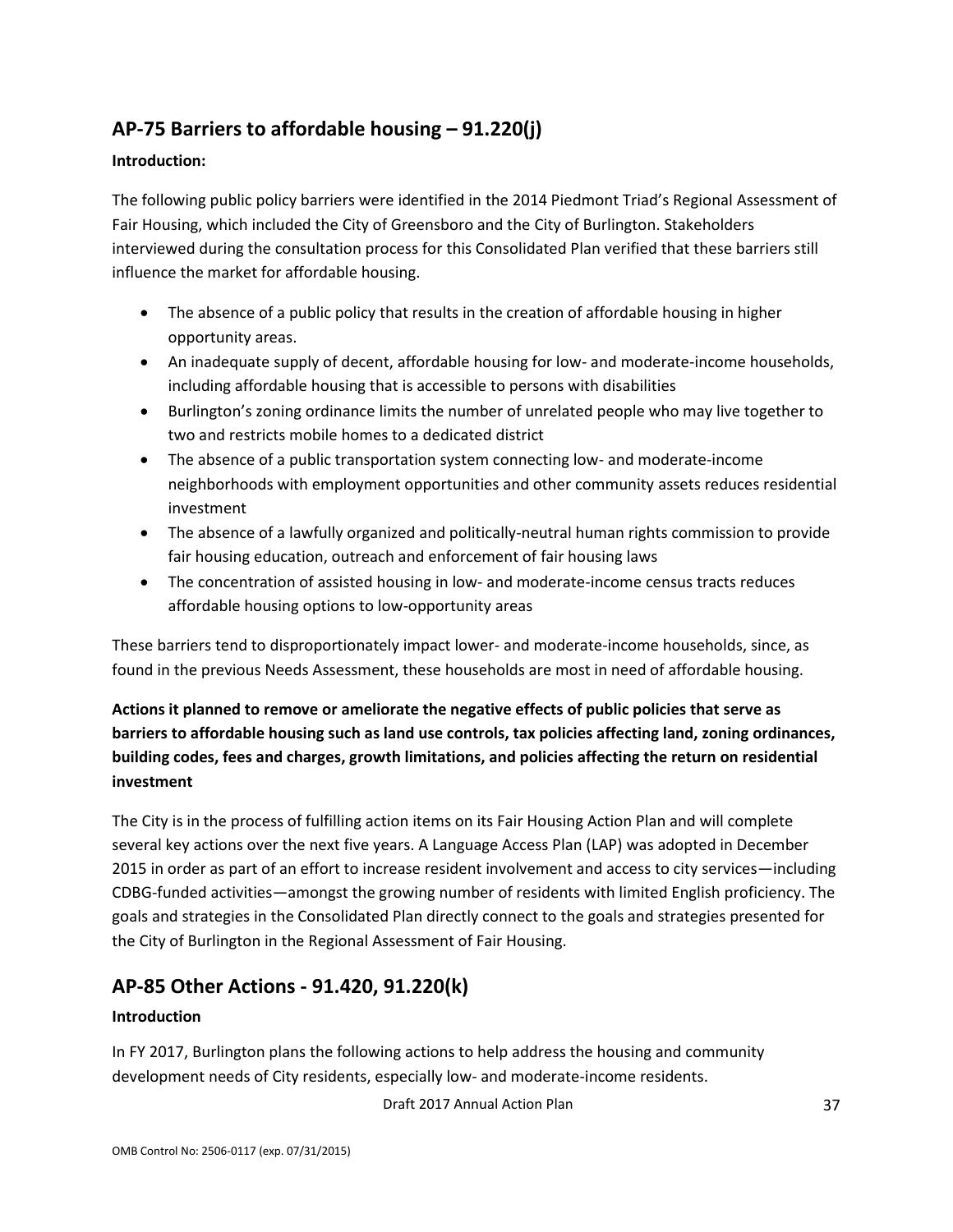## AP-75 Barriers to affordable housing – 91.220(j)

**Introduction:**

The following public policy barriers were identified in the 2014 Piedmont Triad's Regional Assessment of Fair Housing, which included the City of Greensboro and the City of Burlington. Stakeholders interviewed during the consultation process for this Consolidated Plan verified that these barriers still influence the market for affordable housing.

- The absence of a public policy that results in the creation of affordable housing in higher opportunity areas.
- An inadequate supply of decent, affordable housing for low- and moderate-income households, including affordable housing that is accessible to persons with disabilities
- Burlington's zoning ordinance limits the number of unrelated people who may live together to two and restricts mobile homes to a dedicated district
- The absence of a public transportation system connecting low- and moderate-income neighborhoods with employment opportunities and other community assets reduces residential investment
- The absence of a lawfully organized and politically-neutral human rights commission to provide fair housing education, outreach and enforcement of fair housing laws
- The concentration of assisted housing in low- and moderate-income census tracts reduces affordable housing options to low-opportunity areas

These barriers tend to disproportionately impact lower- and moderate-income households, since, as found in the previous Needs Assessment, these households are most in need of affordable housing.

**Actions it planned to remove or ameliorate the negative effects of public policies that serve as barriers to affordable housing such as land use controls, tax policies affecting land, zoning ordinances, building codes, fees and charges, growth limitations, and policies affecting the return on residential investment**

The City is in the process of fulfilling action items on its Fair Housing Action Plan and will complete several key actions over the next five years. A Language Access Plan (LAP) was adopted in December 2015 in order as part of an effort to increase resident involvement and access to city services—including CDBG-funded activities—amongst the growing number of residents with limited English proficiency. The goals and strategies in the Consolidated Plan directly connect to the goals and strategies presented for the City of Burlington in the Regional Assessment of Fair Housing.

## AP-85 Other Actions - 91.420, 91.220(k)

**Introduction**

In FY 2017, Burlington plans the following actions to help address the housing and community development needs of City residents, especially low- and moderate-income residents.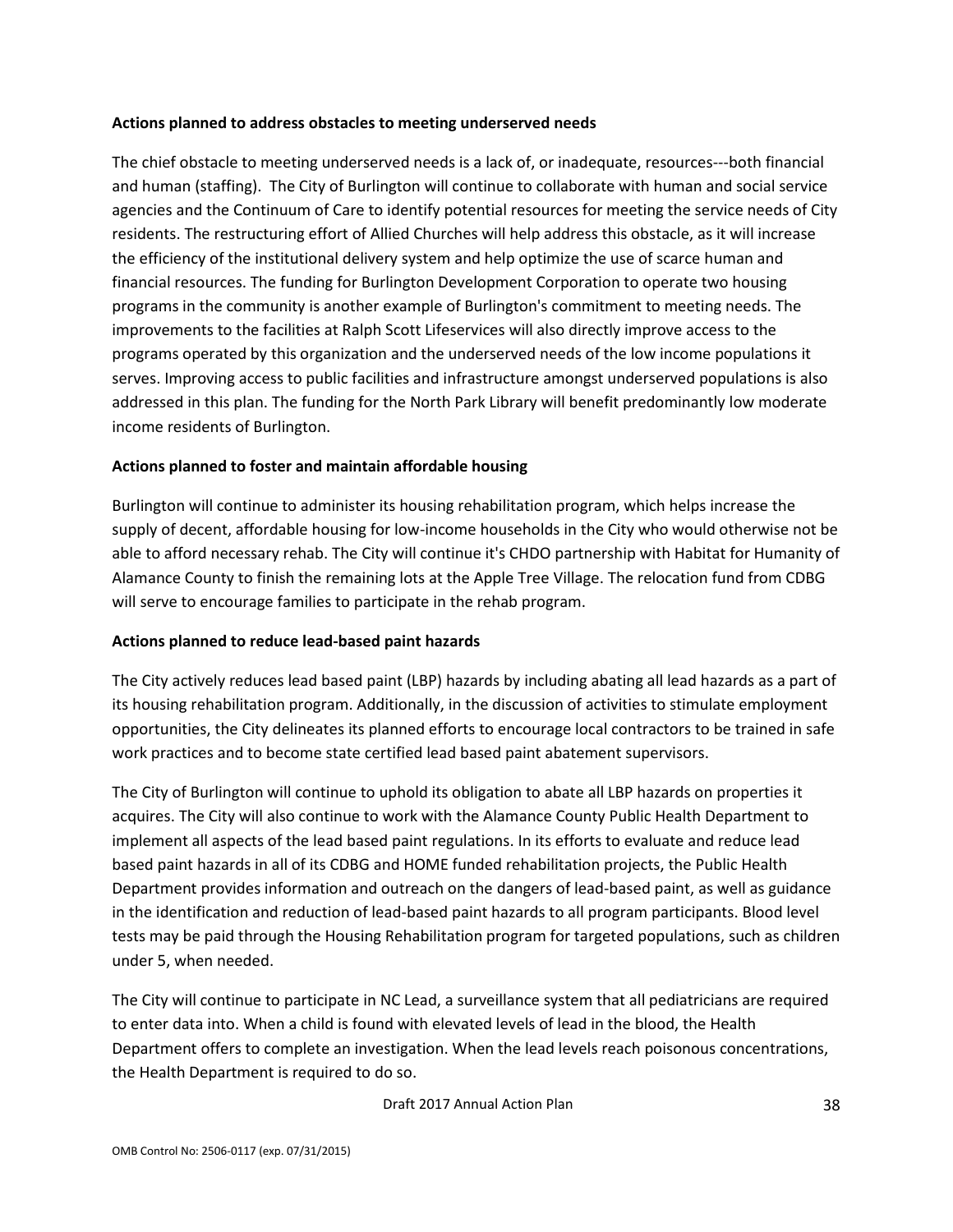**Actions planned to address obstacles to meeting underserved needs**

The chief obstacle to meeting underserved needs is a lack of, or inadequate, resources---both financial and human (staffing). The City of Burlington will continue to collaborate with human and social service agencies and the Continuum of Care to identify potential resources for meeting the service needs of City residents. The restructuring effort of Allied Churches will help address this obstacle, as it will increase the efficiency of the institutional delivery system and help optimize the use of scarce human and financial resources. The funding for Burlington Development Corporation to operate two housing programs in the community is another example of Burlington's commitment to meeting needs. The improvements to the facilities at Ralph Scott Lifeservices will also directly improve access to the programs operated by this organization and the underserved needs of the low income populations it serves. Improving access to public facilities and infrastructure amongst underserved populations is also addressed in this plan. The funding for the North Park Library will benefit predominantly low moderate income residents of Burlington.

**Actions planned to foster and maintain affordable housing**

Burlington will continue to administer its housing rehabilitation program, which helps increase the supply of decent, affordable housing for low-income households in the City who would otherwise not be able to afford necessary rehab. The City will continue it's CHDO partnership with Habitat for Humanity of Alamance County to finish the remaining lots at the Apple Tree Village. The relocation fund from CDBG will serve to encourage families to participate in the rehab program.

**Actions planned to reduce lead-based paint hazards**

The City actively reduces lead based paint (LBP) hazards by including abating all lead hazards as a part of its housing rehabilitation program. Additionally, in the discussion of activities to stimulate employment opportunities, the City delineates its planned efforts to encourage local contractors to be trained in safe work practices and to become state certified lead based paint abatement supervisors.

The City of Burlington will continue to uphold its obligation to abate all LBP hazards on properties it acquires. The City will also continue to work with the Alamance County Public Health Department to implement all aspects of the lead based paint regulations. In its efforts to evaluate and reduce lead based paint hazards in all of its CDBG and HOME funded rehabilitation projects, the Public Health Department provides information and outreach on the dangers of lead-based paint, as well as guidance in the identification and reduction of lead-based paint hazards to all program participants. Blood level tests may be paid through the Housing Rehabilitation program for targeted populations, such as children under 5, when needed.

The City will continue to participate in NC Lead, a surveillance system that all pediatricians are required to enter data into. When a child is found with elevated levels of lead in the blood, the Health Department offers to complete an investigation. When the lead levels reach poisonous concentrations, the Health Department is required to do so.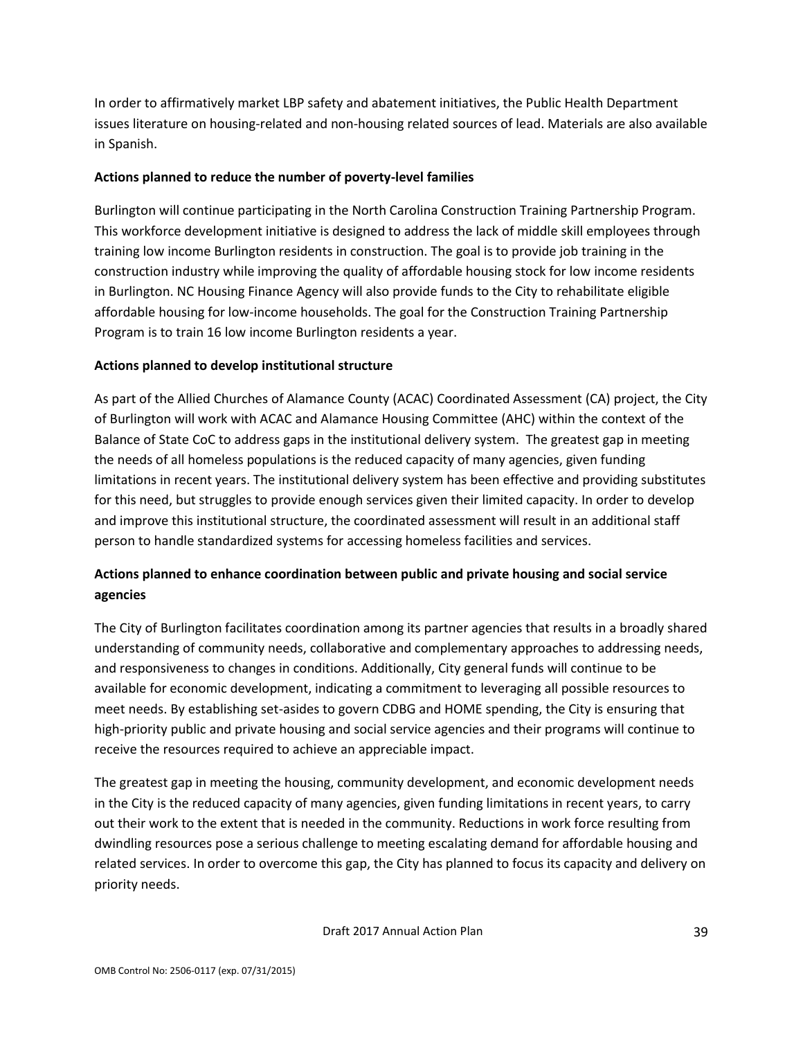In order to affirmatively market LBP safety and abatement initiatives, the Public Health Department issues literature on housing-related and non-housing related sources of lead. Materials are also available in Spanish.

**Actions planned to reduce the number of poverty-level families**

Burlington will continue participating in the North Carolina Construction Training Partnership Program. This workforce development initiative is designed to address the lack of middle skill employees through training low income Burlington residents in construction. The goal is to provide job training in the construction industry while improving the quality of affordable housing stock for low income residents in Burlington. NC Housing Finance Agency will also provide funds to the City to rehabilitate eligible affordable housing for low-income households. The goal for the Construction Training Partnership Program is to train 16 low income Burlington residents a year.

**Actions planned to develop institutional structure**

As part of the Allied Churches of Alamance County (ACAC) Coordinated Assessment (CA) project, the City of Burlington will work with ACAC and Alamance Housing Committee (AHC) within the context of the Balance of State CoC to address gaps in the institutional delivery system. The greatest gap in meeting the needs of all homeless populations is the reduced capacity of many agencies, given funding limitations in recent years. The institutional delivery system has been effective and providing substitutes for this need, but struggles to provide enough services given their limited capacity. In order to develop and improve this institutional structure, the coordinated assessment will result in an additional staff person to handle standardized systems for accessing homeless facilities and services.

**Actions planned to enhance coordination between public and private housing and social service agencies**

The City of Burlington facilitates coordination among its partner agencies that results in a broadly shared understanding of community needs, collaborative and complementary approaches to addressing needs, and responsiveness to changes in conditions. Additionally, City general funds will continue to be available for economic development, indicating a commitment to leveraging all possible resources to meet needs. By establishing set-asides to govern CDBG and HOME spending, the City is ensuring that high-priority public and private housing and social service agencies and their programs will continue to receive the resources required to achieve an appreciable impact.

The greatest gap in meeting the housing, community development, and economic development needs in the City is the reduced capacity of many agencies, given funding limitations in recent years, to carry out their work to the extent that is needed in the community. Reductions in work force resulting from dwindling resources pose a serious challenge to meeting escalating demand for affordable housing and related services. In order to overcome this gap, the City has planned to focus its capacity and delivery on priority needs.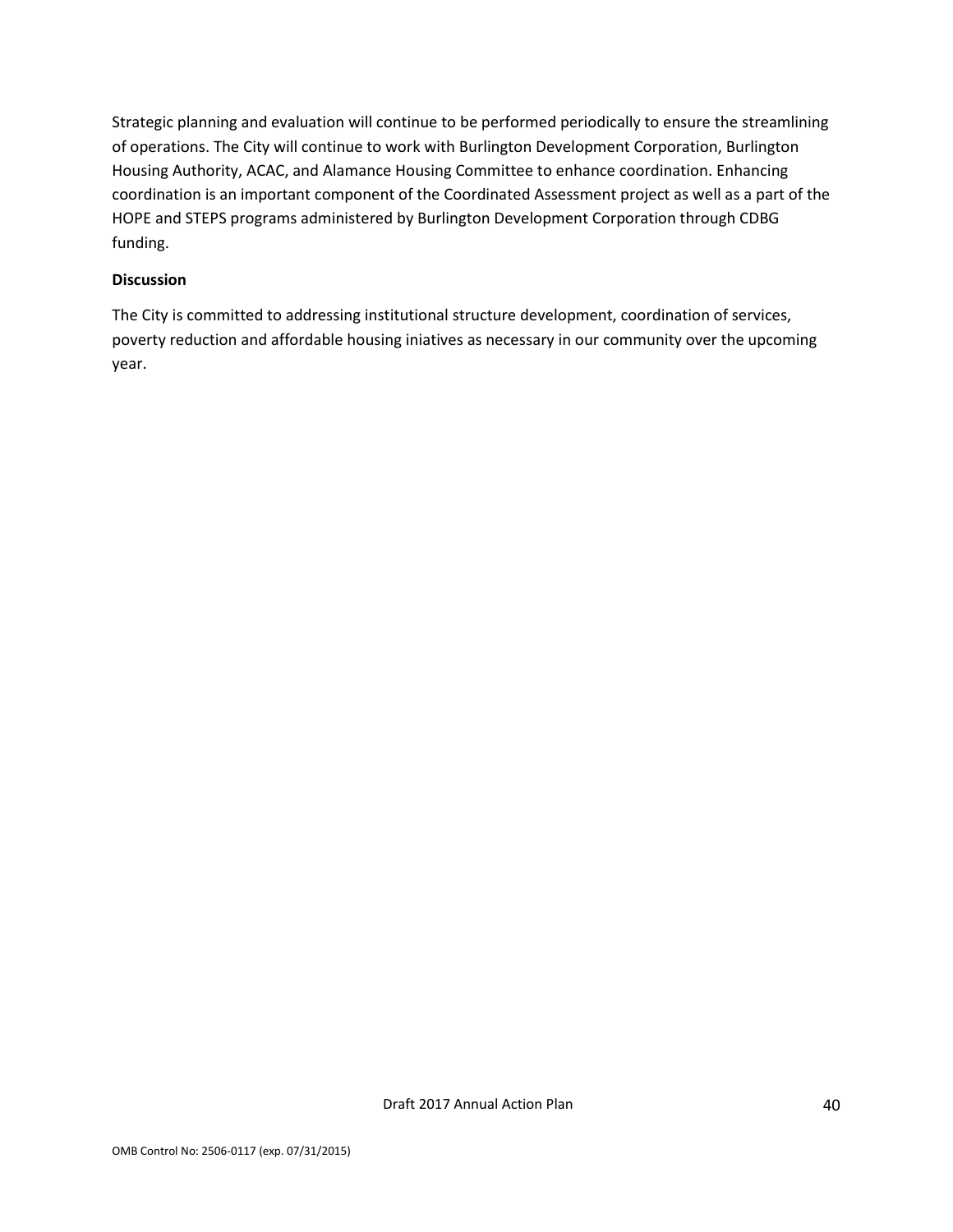Strategic planning and evaluation will continue to be performed periodically to ensure the streamlining of operations. The City will continue to work with Burlington Development Corporation, Burlington Housing Authority, ACAC, and Alamance Housing Committee to enhance coordination. Enhancing coordination is an important component of the Coordinated Assessment project as well as a part of the HOPE and STEPS programs administered by Burlington Development Corporation through CDBG funding.

**Discussion**

The City is committed to addressing institutional structure development, coordination of services, poverty reduction and affordable housing iniatives as necessary in our community over the upcoming year.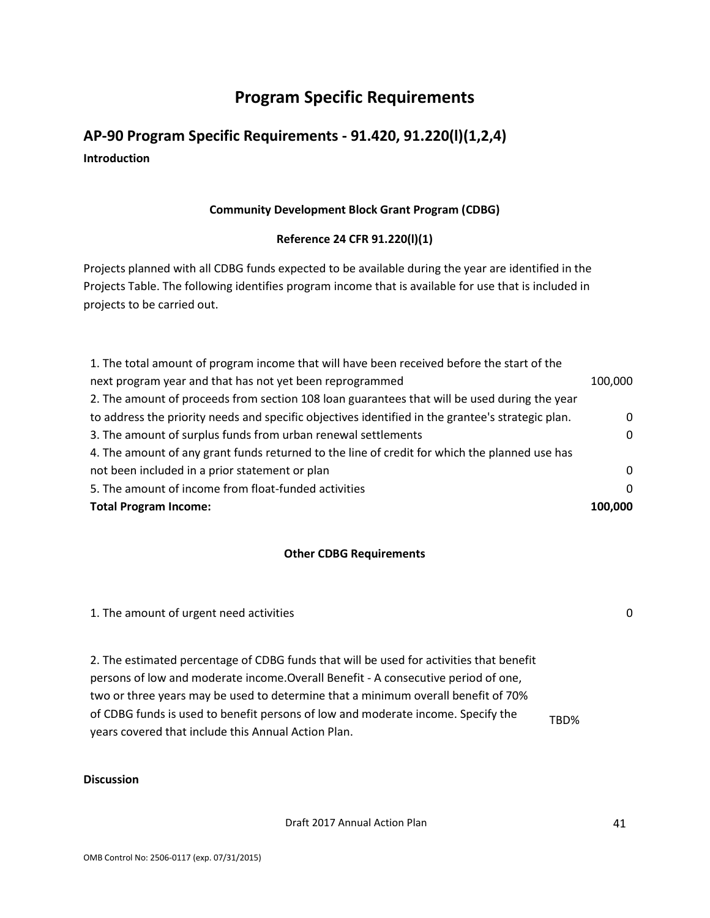# Program Specific Requirements

## AP-90 Program Specific Requirements - 91.420, 91.220(l)(1,2,4)

**Introduction**

**Community Development Block Grant Program (CDBG)**

**Reference 24 CFR 91.220(l)(1)**

Projects planned with all CDBG funds expected to be available during the year are identified in the Projects Table. The following identifies program income that is available for use that is included in projects to be carried out.

| | |
|---|---|
| 1. The total amount of program income that will have been received before the start of the next program year and that has not yet been reprogrammed | 100,000 |
| 2. The amount of proceeds from section 108 loan guarantees that will be used during the year to address the priority needs and specific objectives identified in the grantee's strategic plan. | 0 |
| 3. The amount of surplus funds from urban renewal settlements | 0 |
| 4. The amount of any grant funds returned to the line of credit for which the planned use has not been included in a prior statement or plan | 0 |
| 5. The amount of income from float-funded activities | 0 |
| **Total Program Income:** | **100,000** |

**Other CDBG Requirements**

| | |
|---|---|
| 1. The amount of urgent need activities | 0 |
| 2. The estimated percentage of CDBG funds that will be used for activities that benefit persons of low and moderate income.Overall Benefit - A consecutive period of one, two or three years may be used to determine that a minimum overall benefit of 70% of CDBG funds is used to benefit persons of low and moderate income. Specify the years covered that include this Annual Action Plan. | TBD% |

**Discussion**